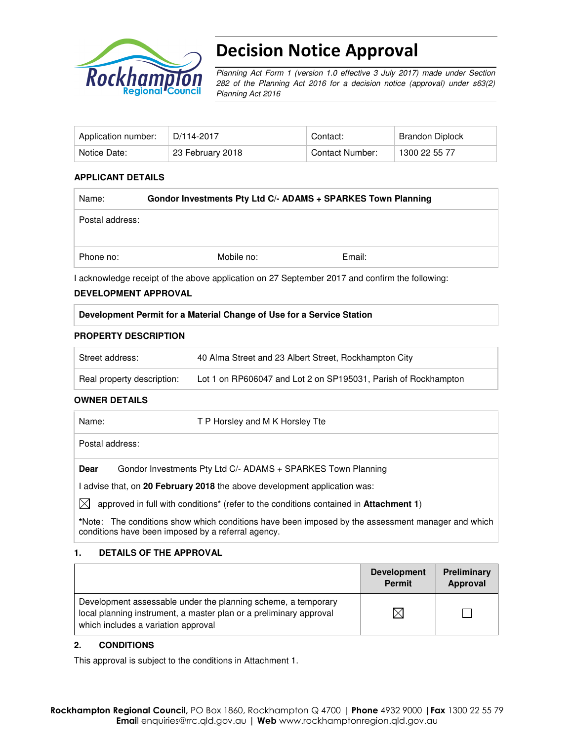# Decision Notice Approval

*Planning Act Form 1 (version 1.0 effective 3 July 2017) made under Section 282 of the Planning Act 2016 for a decision notice (approval) under s63(2) Planning Act 2016*

| Application number: | D/114-2017 | Contact: | Brandon Diplock |
|---|---|---|---|
| Notice Date: | 23 February 2018 | Contact Number: | 1300 22 55 77 |

### APPLICANT DETAILS

| Name: | **Gondor Investments Pty Ltd C/- ADAMS + SPARKES Town Planning** | |
|---|---|---|
| Postal address: | | |
| Phone no: | Mobile no: | Email: |

I acknowledge receipt of the above application on 27 September 2017 and confirm the following:

### DEVELOPMENT APPROVAL

| **Development Permit for a Material Change of Use for a Service Station** |
|---|

### PROPERTY DESCRIPTION

| Street address: | 40 Alma Street and 23 Albert Street, Rockhampton City |
|---|---|
| Real property description: | Lot 1 on RP606047 and Lot 2 on SP195031, Parish of Rockhampton |

### OWNER DETAILS

| Name: | T P Horsley and M K Horsley Tte |
|---|---|
| Postal address: | |

**Dear** Gondor Investments Pty Ltd C/- ADAMS + SPARKES Town Planning

I advise that, on **20 February 2018** the above development application was:

☒ approved in full with conditions* (refer to the conditions contained in **Attachment 1**)

*Note: The conditions show which conditions have been imposed by the assessment manager and which conditions have been imposed by a referral agency.

### 1. DETAILS OF THE APPROVAL

| | Development Permit | Preliminary Approval |
|---|---|---|
| Development assessable under the planning scheme, a temporary local planning instrument, a master plan or a preliminary approval which includes a variation approval | ☒ | ☐ |

### 2. CONDITIONS

This approval is subject to the conditions in Attachment 1.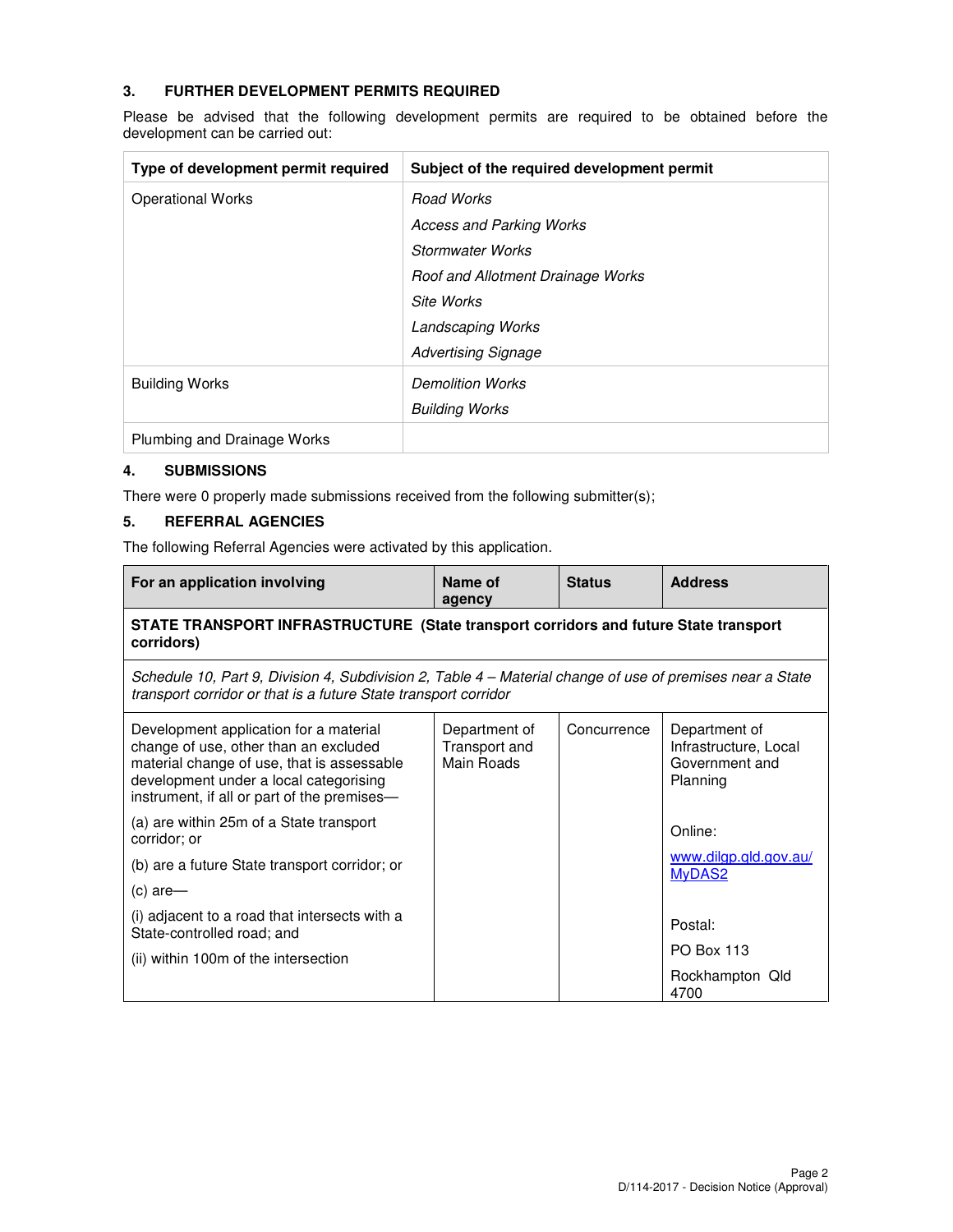### 3. FURTHER DEVELOPMENT PERMITS REQUIRED

Please be advised that the following development permits are required to be obtained before the development can be carried out:

| Type of development permit required | Subject of the required development permit |
|---|---|
| Operational Works | *Road Works*<br>*Access and Parking Works*<br>*Stormwater Works*<br>*Roof and Allotment Drainage Works*<br>*Site Works*<br>*Landscaping Works*<br>*Advertising Signage* |
| Building Works | *Demolition Works*<br>*Building Works* |
| Plumbing and Drainage Works | |

### 4. SUBMISSIONS

There were 0 properly made submissions received from the following submitter(s);

### 5. REFERRAL AGENCIES

The following Referral Agencies were activated by this application.

| For an application involving | Name of agency | Status | Address |
|---|---|---|---|
| **STATE TRANSPORT INFRASTRUCTURE (State transport corridors and future State transport corridors)** | | | |
| *Schedule 10, Part 9, Division 4, Subdivision 2, Table 4 – Material change of use of premises near a State transport corridor or that is a future State transport corridor* | | | |
| Development application for a material change of use, other than an excluded material change of use, that is assessable development under a local categorising instrument, if all or part of the premises—<br>(a) are within 25m of a State transport corridor; or<br>(b) are a future State transport corridor; or<br>(c) are—<br>(i) adjacent to a road that intersects with a State-controlled road; and<br>(ii) within 100m of the intersection | Department of Transport and Main Roads | Concurrence | Department of Infrastructure, Local Government and Planning<br><br>Online:<br>www.dilgp.qld.gov.au/MyDAS2<br><br>Postal:<br>PO Box 113<br>Rockhampton Qld 4700 |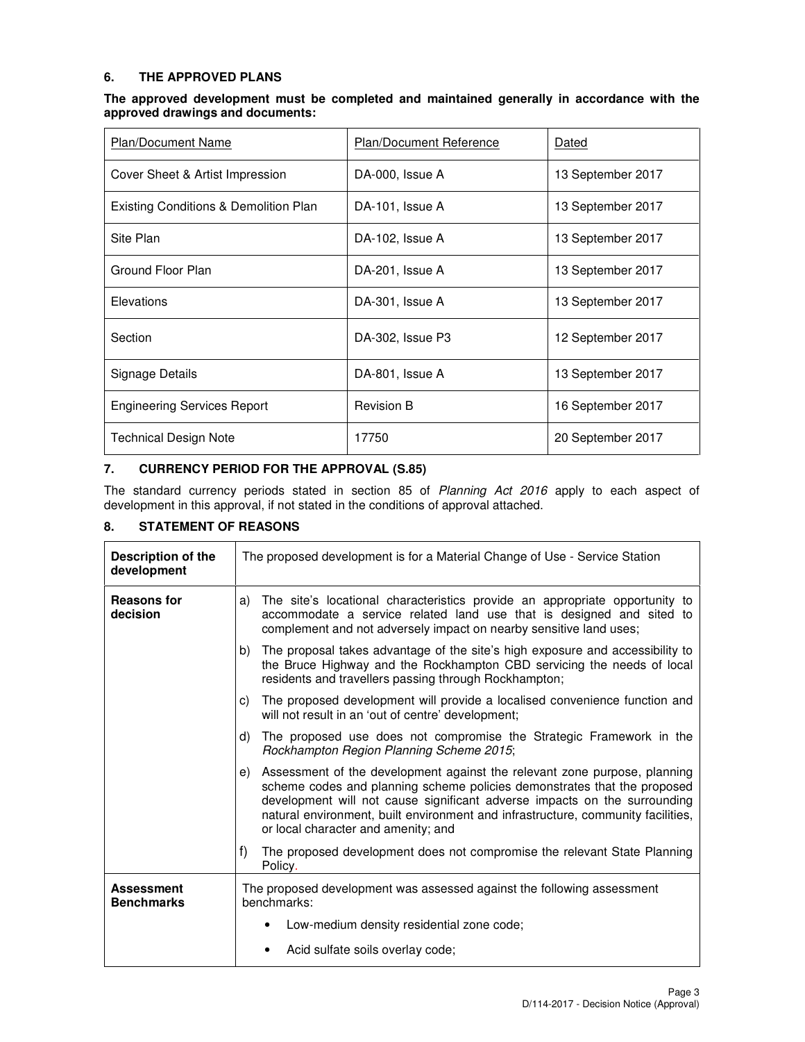## 6. THE APPROVED PLANS

**The approved development must be completed and maintained generally in accordance with the approved drawings and documents:**

| Plan/Document Name | Plan/Document Reference | Dated |
|---|---|---|
| Cover Sheet & Artist Impression | DA-000, Issue A | 13 September 2017 |
| Existing Conditions & Demolition Plan | DA-101, Issue A | 13 September 2017 |
| Site Plan | DA-102, Issue A | 13 September 2017 |
| Ground Floor Plan | DA-201, Issue A | 13 September 2017 |
| Elevations | DA-301, Issue A | 13 September 2017 |
| Section | DA-302, Issue P3 | 12 September 2017 |
| Signage Details | DA-801, Issue A | 13 September 2017 |
| Engineering Services Report | Revision B | 16 September 2017 |
| Technical Design Note | 17750 | 20 September 2017 |

## 7. CURRENCY PERIOD FOR THE APPROVAL (S.85)

The standard currency periods stated in section 85 of *Planning Act 2016* apply to each aspect of development in this approval, if not stated in the conditions of approval attached.

## 8. STATEMENT OF REASONS

| | |
|---|---|
| **Description of the development** | The proposed development is for a Material Change of Use - Service Station |
| **Reasons for decision** | a) The site's locational characteristics provide an appropriate opportunity to accommodate a service related land use that is designed and sited to complement and not adversely impact on nearby sensitive land uses;<br>b) The proposal takes advantage of the site's high exposure and accessibility to the Bruce Highway and the Rockhampton CBD servicing the needs of local residents and travellers passing through Rockhampton;<br>c) The proposed development will provide a localised convenience function and will not result in an 'out of centre' development;<br>d) The proposed use does not compromise the Strategic Framework in the *Rockhampton Region Planning Scheme 2015*;<br>e) Assessment of the development against the relevant zone purpose, planning scheme codes and planning scheme policies demonstrates that the proposed development will not cause significant adverse impacts on the surrounding natural environment, built environment and infrastructure, community facilities, or local character and amenity; and<br>f) The proposed development does not compromise the relevant State Planning Policy. |
| **Assessment Benchmarks** | The proposed development was assessed against the following assessment benchmarks:<br>• Low-medium density residential zone code;<br>• Acid sulfate soils overlay code; |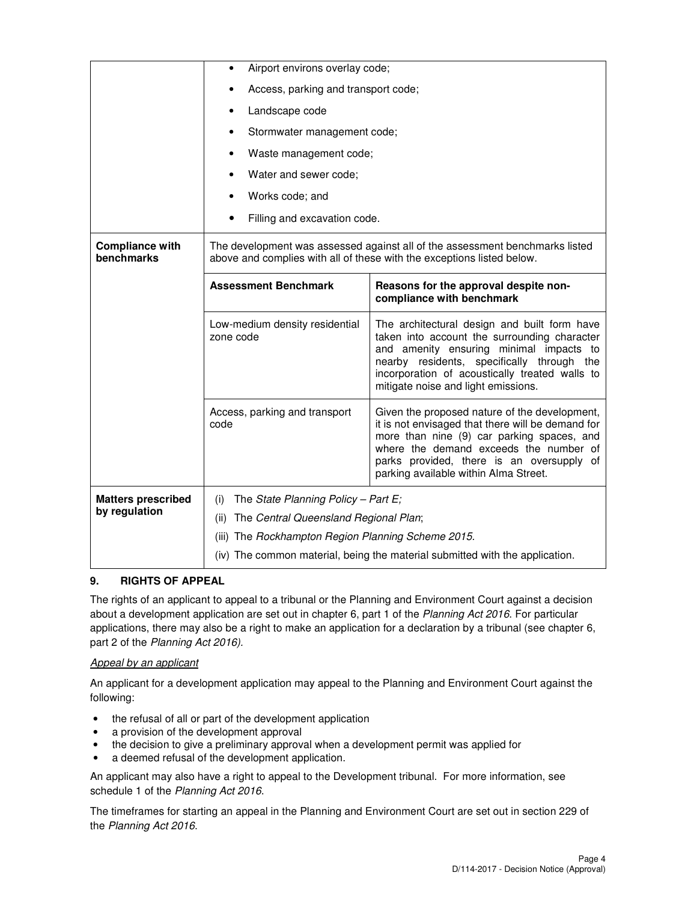| | |
|---|---|
| | • Airport environs overlay code;<br>• Access, parking and transport code;<br>• Landscape code<br>• Stormwater management code;<br>• Waste management code;<br>• Water and sewer code;<br>• Works code; and<br>• Filling and excavation code. |
| **Compliance with benchmarks** | The development was assessed against all of the assessment benchmarks listed above and complies with all of these with the exceptions listed below. |

| **Assessment Benchmark** | **Reasons for the approval despite non-compliance with benchmark** |
|---|---|
| Low-medium density residential zone code | The architectural design and built form have taken into account the surrounding character and amenity ensuring minimal impacts to nearby residents, specifically through the incorporation of acoustically treated walls to mitigate noise and light emissions. |
| Access, parking and transport code | Given the proposed nature of the development, it is not envisaged that there will be demand for more than nine (9) car parking spaces, and where the demand exceeds the number of parks provided, there is an oversupply of parking available within Alma Street. |

| | |
|---|---|
| **Matters prescribed by regulation** | (i) The *State Planning Policy – Part E;*<br>(ii) The *Central Queensland Regional Plan*;<br>(iii) The *Rockhampton Region Planning Scheme 2015*.<br>(iv) The common material, being the material submitted with the application. |

## 9. RIGHTS OF APPEAL

The rights of an applicant to appeal to a tribunal or the Planning and Environment Court against a decision about a development application are set out in chapter 6, part 1 of the *Planning Act 2016*. For particular applications, there may also be a right to make an application for a declaration by a tribunal (see chapter 6, part 2 of the *Planning Act 2016).*

*Appeal by an applicant*

An applicant for a development application may appeal to the Planning and Environment Court against the following:

- the refusal of all or part of the development application
- a provision of the development approval
- the decision to give a preliminary approval when a development permit was applied for
- a deemed refusal of the development application.

An applicant may also have a right to appeal to the Development tribunal. For more information, see schedule 1 of the *Planning Act 2016*.

The timeframes for starting an appeal in the Planning and Environment Court are set out in section 229 of the *Planning Act 2016*.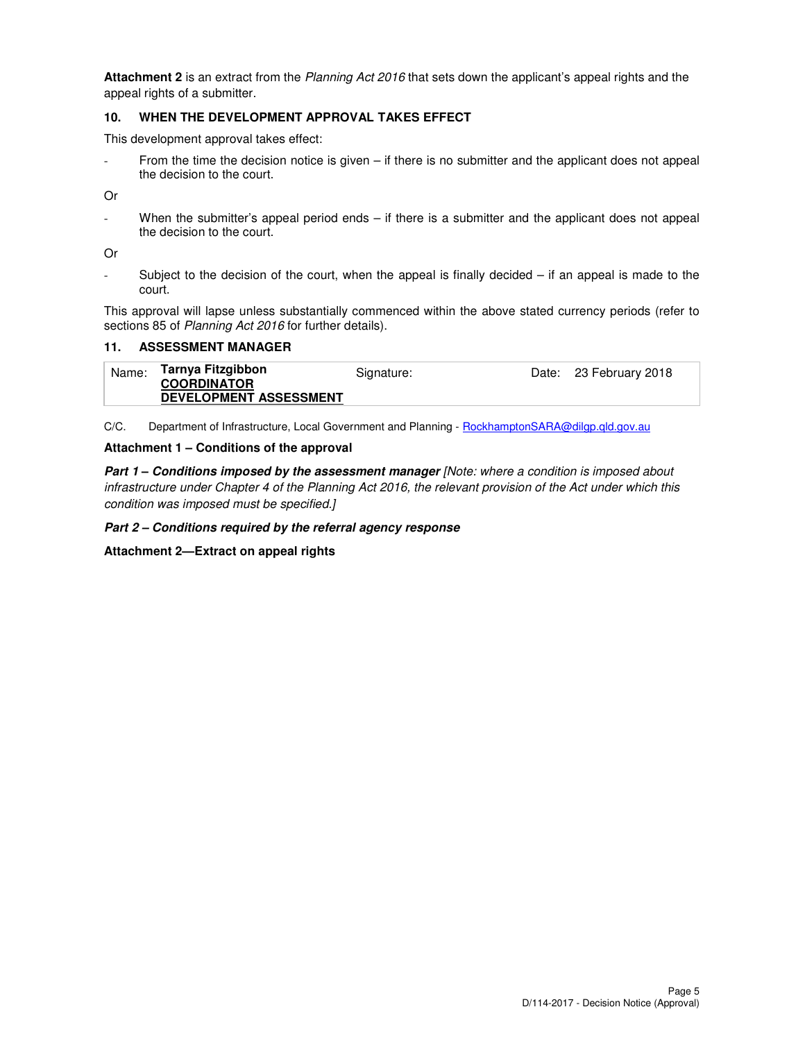**Attachment 2** is an extract from the *Planning Act 2016* that sets down the applicant's appeal rights and the appeal rights of a submitter.

## 10. WHEN THE DEVELOPMENT APPROVAL TAKES EFFECT

This development approval takes effect:

- From the time the decision notice is given – if there is no submitter and the applicant does not appeal the decision to the court.

Or

- When the submitter's appeal period ends – if there is a submitter and the applicant does not appeal the decision to the court.

Or

- Subject to the decision of the court, when the appeal is finally decided – if an appeal is made to the court.

This approval will lapse unless substantially commenced within the above stated currency periods (refer to sections 85 of *Planning Act 2016* for further details).

## 11. ASSESSMENT MANAGER

| Name: | **Tarnya Fitzgibbon**<br>**COORDINATOR**<br>**DEVELOPMENT ASSESSMENT** | Signature: | Date: | 23 February 2018 |
|---|---|---|---|---|

C/C. Department of Infrastructure, Local Government and Planning - RockhamptonSARA@dilgp.qld.gov.au

**Attachment 1 – Conditions of the approval**

***Part 1 – Conditions imposed by the assessment manager*** *[Note: where a condition is imposed about infrastructure under Chapter 4 of the Planning Act 2016, the relevant provision of the Act under which this condition was imposed must be specified.]*

***Part 2 – Conditions required by the referral agency response***

**Attachment 2—Extract on appeal rights**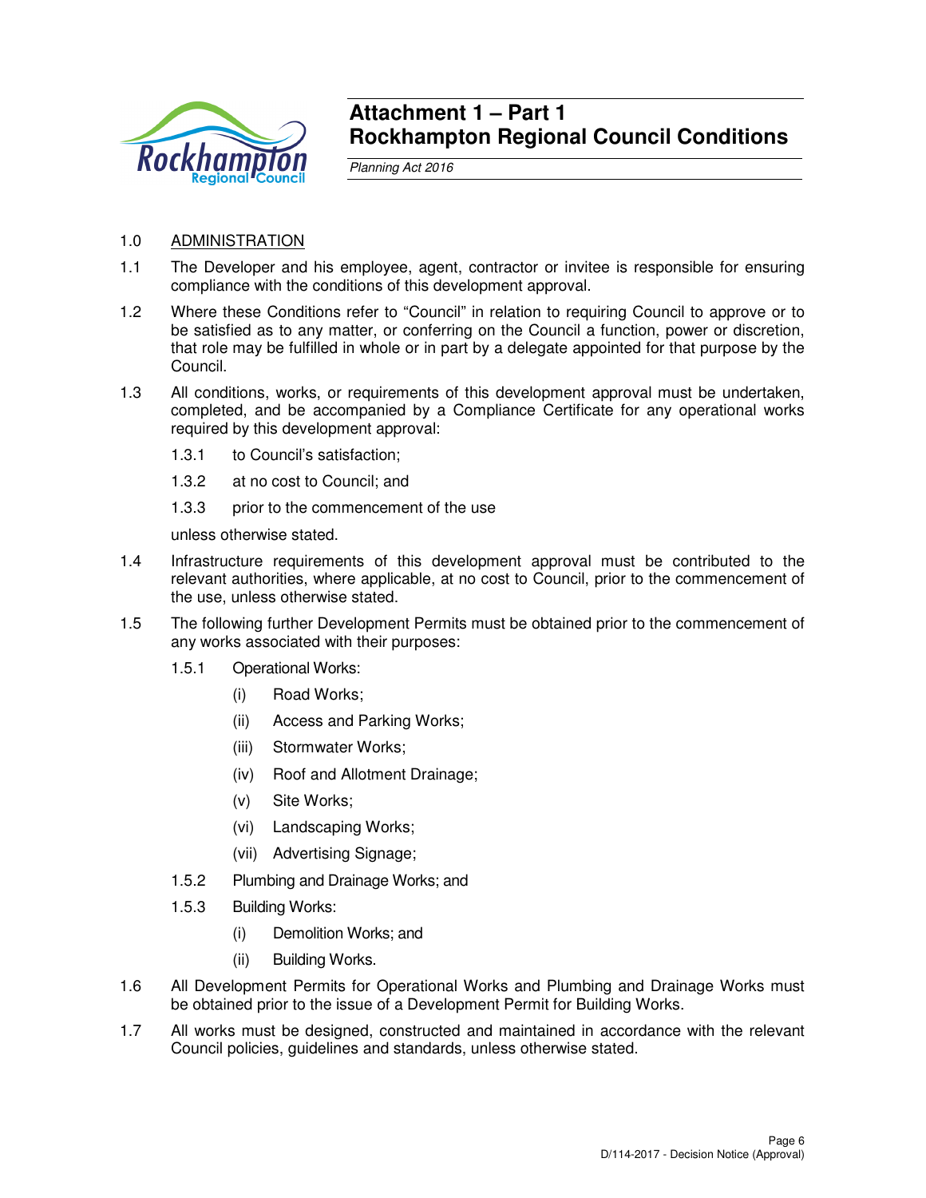# Attachment 1 – Part 1
# Rockhampton Regional Council Conditions

*Planning Act 2016*

1.0 ADMINISTRATION

1.1 The Developer and his employee, agent, contractor or invitee is responsible for ensuring compliance with the conditions of this development approval.

1.2 Where these Conditions refer to "Council" in relation to requiring Council to approve or to be satisfied as to any matter, or conferring on the Council a function, power or discretion, that role may be fulfilled in whole or in part by a delegate appointed for that purpose by the Council.

1.3 All conditions, works, or requirements of this development approval must be undertaken, completed, and be accompanied by a Compliance Certificate for any operational works required by this development approval:

1.3.1 to Council's satisfaction;

1.3.2 at no cost to Council; and

1.3.3 prior to the commencement of the use

unless otherwise stated.

1.4 Infrastructure requirements of this development approval must be contributed to the relevant authorities, where applicable, at no cost to Council, prior to the commencement of the use, unless otherwise stated.

1.5 The following further Development Permits must be obtained prior to the commencement of any works associated with their purposes:

1.5.1 Operational Works:

(i) Road Works;

(ii) Access and Parking Works;

(iii) Stormwater Works;

(iv) Roof and Allotment Drainage;

(v) Site Works;

(vi) Landscaping Works;

(vii) Advertising Signage;

1.5.2 Plumbing and Drainage Works; and

1.5.3 Building Works:

(i) Demolition Works; and

(ii) Building Works.

1.6 All Development Permits for Operational Works and Plumbing and Drainage Works must be obtained prior to the issue of a Development Permit for Building Works.

1.7 All works must be designed, constructed and maintained in accordance with the relevant Council policies, guidelines and standards, unless otherwise stated.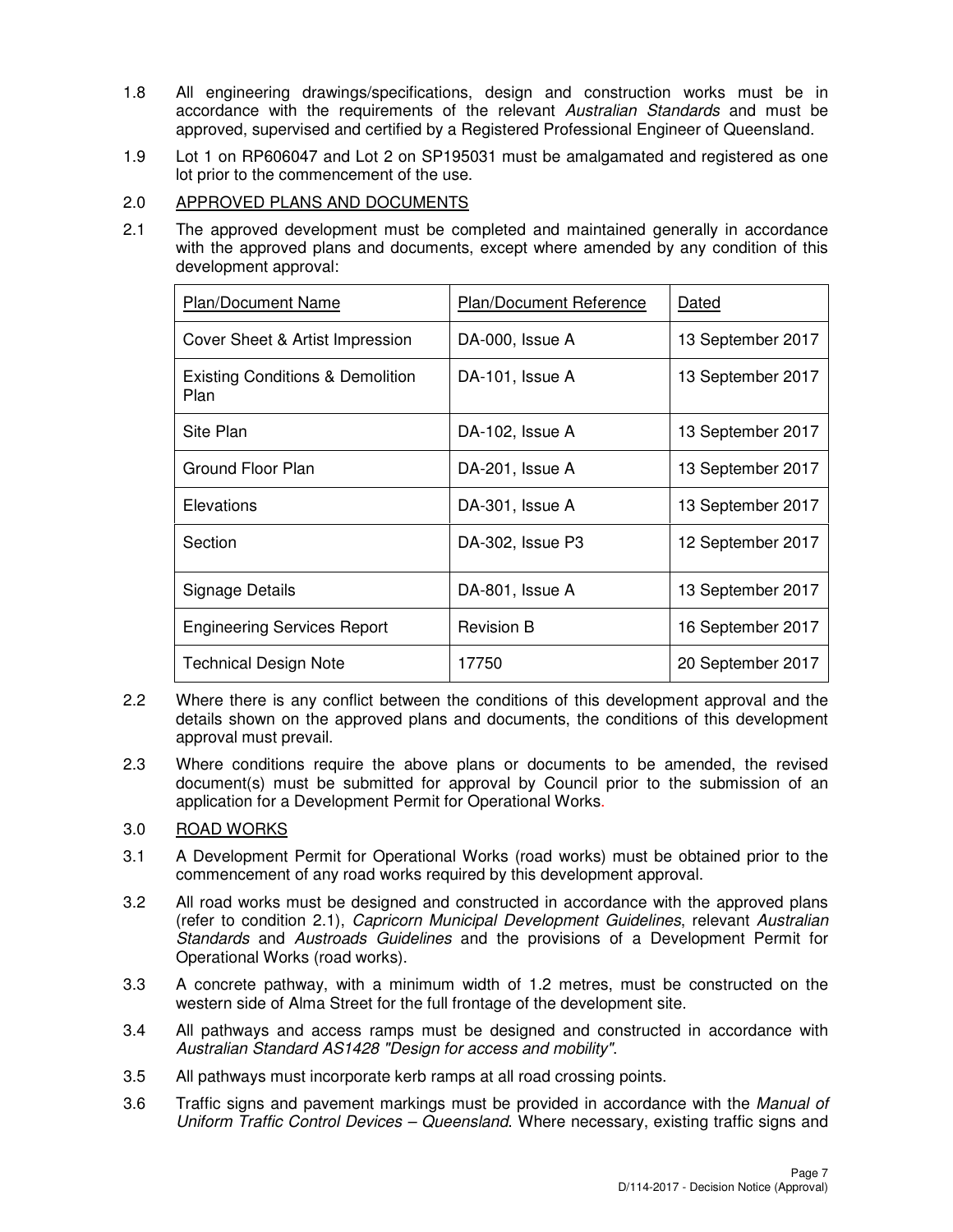1.8 All engineering drawings/specifications, design and construction works must be in accordance with the requirements of the relevant *Australian Standards* and must be approved, supervised and certified by a Registered Professional Engineer of Queensland.

1.9 Lot 1 on RP606047 and Lot 2 on SP195031 must be amalgamated and registered as one lot prior to the commencement of the use.

2.0 APPROVED PLANS AND DOCUMENTS

2.1 The approved development must be completed and maintained generally in accordance with the approved plans and documents, except where amended by any condition of this development approval:

| Plan/Document Name | Plan/Document Reference | Dated |
|---|---|---|
| Cover Sheet & Artist Impression | DA-000, Issue A | 13 September 2017 |
| Existing Conditions & Demolition Plan | DA-101, Issue A | 13 September 2017 |
| Site Plan | DA-102, Issue A | 13 September 2017 |
| Ground Floor Plan | DA-201, Issue A | 13 September 2017 |
| Elevations | DA-301, Issue A | 13 September 2017 |
| Section | DA-302, Issue P3 | 12 September 2017 |
| Signage Details | DA-801, Issue A | 13 September 2017 |
| Engineering Services Report | Revision B | 16 September 2017 |
| Technical Design Note | 17750 | 20 September 2017 |

2.2 Where there is any conflict between the conditions of this development approval and the details shown on the approved plans and documents, the conditions of this development approval must prevail.

2.3 Where conditions require the above plans or documents to be amended, the revised document(s) must be submitted for approval by Council prior to the submission of an application for a Development Permit for Operational Works.

3.0 ROAD WORKS

3.1 A Development Permit for Operational Works (road works) must be obtained prior to the commencement of any road works required by this development approval.

3.2 All road works must be designed and constructed in accordance with the approved plans (refer to condition 2.1), *Capricorn Municipal Development Guidelines*, relevant *Australian Standards* and *Austroads Guidelines* and the provisions of a Development Permit for Operational Works (road works).

3.3 A concrete pathway, with a minimum width of 1.2 metres, must be constructed on the western side of Alma Street for the full frontage of the development site.

3.4 All pathways and access ramps must be designed and constructed in accordance with *Australian Standard AS1428 "Design for access and mobility"*.

3.5 All pathways must incorporate kerb ramps at all road crossing points.

3.6 Traffic signs and pavement markings must be provided in accordance with the *Manual of Uniform Traffic Control Devices – Queensland*. Where necessary, existing traffic signs and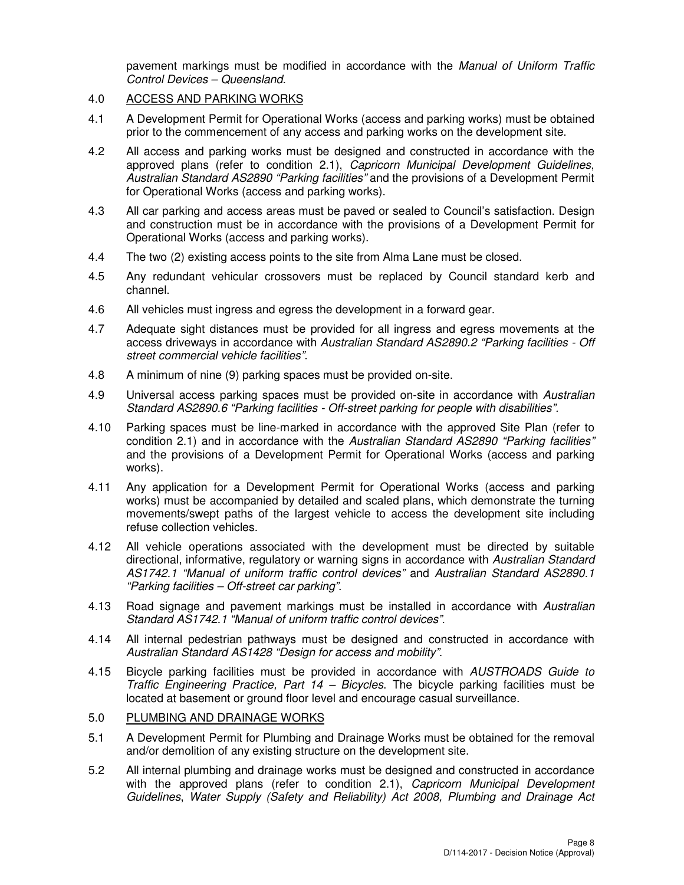pavement markings must be modified in accordance with the *Manual of Uniform Traffic Control Devices – Queensland*.

4.0 ACCESS AND PARKING WORKS

4.1 A Development Permit for Operational Works (access and parking works) must be obtained prior to the commencement of any access and parking works on the development site.

4.2 All access and parking works must be designed and constructed in accordance with the approved plans (refer to condition 2.1), *Capricorn Municipal Development Guidelines*, *Australian Standard AS2890 "Parking facilities"* and the provisions of a Development Permit for Operational Works (access and parking works).

4.3 All car parking and access areas must be paved or sealed to Council's satisfaction. Design and construction must be in accordance with the provisions of a Development Permit for Operational Works (access and parking works).

4.4 The two (2) existing access points to the site from Alma Lane must be closed.

4.5 Any redundant vehicular crossovers must be replaced by Council standard kerb and channel.

4.6 All vehicles must ingress and egress the development in a forward gear.

4.7 Adequate sight distances must be provided for all ingress and egress movements at the access driveways in accordance with *Australian Standard AS2890.2 "Parking facilities - Off street commercial vehicle facilities"*.

4.8 A minimum of nine (9) parking spaces must be provided on-site.

4.9 Universal access parking spaces must be provided on-site in accordance with *Australian Standard AS2890.6 "Parking facilities - Off-street parking for people with disabilities"*.

4.10 Parking spaces must be line-marked in accordance with the approved Site Plan (refer to condition 2.1) and in accordance with the *Australian Standard AS2890 "Parking facilities"* and the provisions of a Development Permit for Operational Works (access and parking works).

4.11 Any application for a Development Permit for Operational Works (access and parking works) must be accompanied by detailed and scaled plans, which demonstrate the turning movements/swept paths of the largest vehicle to access the development site including refuse collection vehicles.

4.12 All vehicle operations associated with the development must be directed by suitable directional, informative, regulatory or warning signs in accordance with *Australian Standard AS1742.1 "Manual of uniform traffic control devices"* and *Australian Standard AS2890.1 "Parking facilities – Off-street car parking"*.

4.13 Road signage and pavement markings must be installed in accordance with *Australian Standard AS1742.1 "Manual of uniform traffic control devices"*.

4.14 All internal pedestrian pathways must be designed and constructed in accordance with *Australian Standard AS1428 "Design for access and mobility"*.

4.15 Bicycle parking facilities must be provided in accordance with *AUSTROADS Guide to Traffic Engineering Practice, Part 14 – Bicycles*. The bicycle parking facilities must be located at basement or ground floor level and encourage casual surveillance.

5.0 PLUMBING AND DRAINAGE WORKS

5.1 A Development Permit for Plumbing and Drainage Works must be obtained for the removal and/or demolition of any existing structure on the development site.

5.2 All internal plumbing and drainage works must be designed and constructed in accordance with the approved plans (refer to condition 2.1), *Capricorn Municipal Development Guidelines*, *Water Supply (Safety and Reliability) Act 2008, Plumbing and Drainage Act*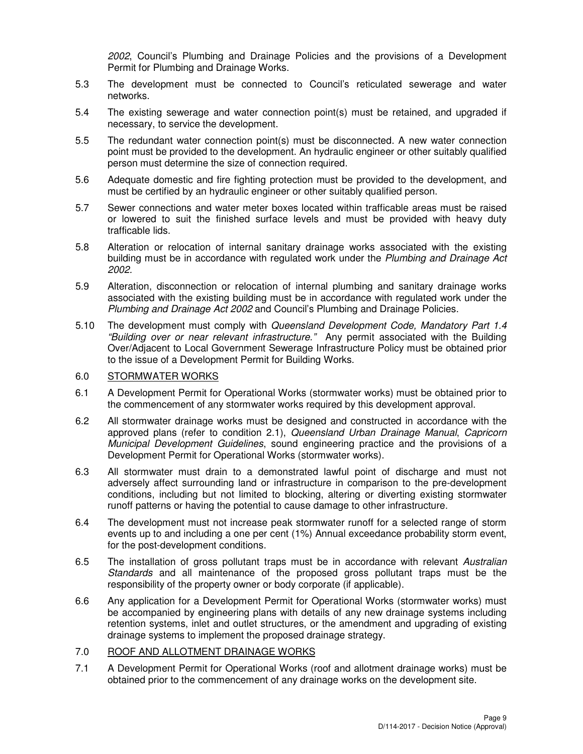*2002*, Council's Plumbing and Drainage Policies and the provisions of a Development Permit for Plumbing and Drainage Works.

5.3 The development must be connected to Council's reticulated sewerage and water networks.

5.4 The existing sewerage and water connection point(s) must be retained, and upgraded if necessary, to service the development.

5.5 The redundant water connection point(s) must be disconnected. A new water connection point must be provided to the development. An hydraulic engineer or other suitably qualified person must determine the size of connection required.

5.6 Adequate domestic and fire fighting protection must be provided to the development, and must be certified by an hydraulic engineer or other suitably qualified person.

5.7 Sewer connections and water meter boxes located within trafficable areas must be raised or lowered to suit the finished surface levels and must be provided with heavy duty trafficable lids.

5.8 Alteration or relocation of internal sanitary drainage works associated with the existing building must be in accordance with regulated work under the *Plumbing and Drainage Act 2002*.

5.9 Alteration, disconnection or relocation of internal plumbing and sanitary drainage works associated with the existing building must be in accordance with regulated work under the *Plumbing and Drainage Act 2002* and Council's Plumbing and Drainage Policies.

5.10 The development must comply with *Queensland Development Code, Mandatory Part 1.4 "Building over or near relevant infrastructure."* Any permit associated with the Building Over/Adjacent to Local Government Sewerage Infrastructure Policy must be obtained prior to the issue of a Development Permit for Building Works.

## 6.0 STORMWATER WORKS

6.1 A Development Permit for Operational Works (stormwater works) must be obtained prior to the commencement of any stormwater works required by this development approval.

6.2 All stormwater drainage works must be designed and constructed in accordance with the approved plans (refer to condition 2.1), *Queensland Urban Drainage Manual*, *Capricorn Municipal Development Guidelines*, sound engineering practice and the provisions of a Development Permit for Operational Works (stormwater works).

6.3 All stormwater must drain to a demonstrated lawful point of discharge and must not adversely affect surrounding land or infrastructure in comparison to the pre-development conditions, including but not limited to blocking, altering or diverting existing stormwater runoff patterns or having the potential to cause damage to other infrastructure.

6.4 The development must not increase peak stormwater runoff for a selected range of storm events up to and including a one per cent (1%) Annual exceedance probability storm event, for the post-development conditions.

6.5 The installation of gross pollutant traps must be in accordance with relevant *Australian Standards* and all maintenance of the proposed gross pollutant traps must be the responsibility of the property owner or body corporate (if applicable).

6.6 Any application for a Development Permit for Operational Works (stormwater works) must be accompanied by engineering plans with details of any new drainage systems including retention systems, inlet and outlet structures, or the amendment and upgrading of existing drainage systems to implement the proposed drainage strategy.

## 7.0 ROOF AND ALLOTMENT DRAINAGE WORKS

7.1 A Development Permit for Operational Works (roof and allotment drainage works) must be obtained prior to the commencement of any drainage works on the development site.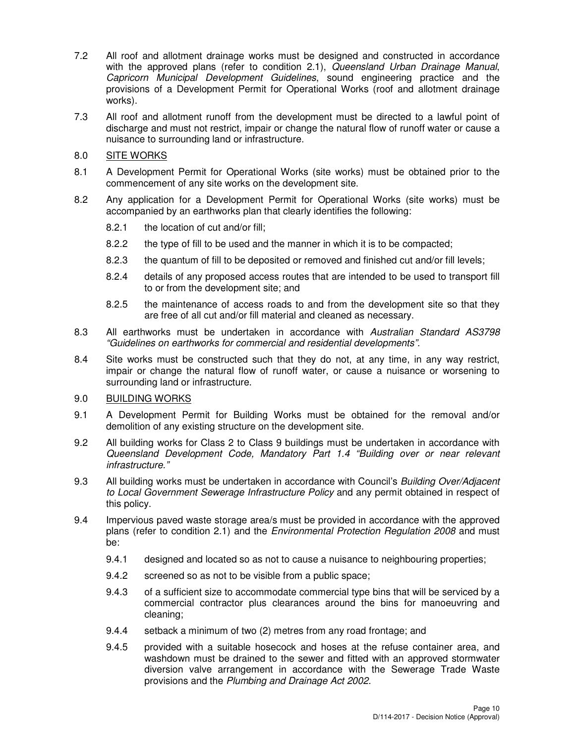7.2 All roof and allotment drainage works must be designed and constructed in accordance with the approved plans (refer to condition 2.1), *Queensland Urban Drainage Manual*, *Capricorn Municipal Development Guidelines*, sound engineering practice and the provisions of a Development Permit for Operational Works (roof and allotment drainage works).

7.3 All roof and allotment runoff from the development must be directed to a lawful point of discharge and must not restrict, impair or change the natural flow of runoff water or cause a nuisance to surrounding land or infrastructure.

8.0 <u>SITE WORKS</u>

8.1 A Development Permit for Operational Works (site works) must be obtained prior to the commencement of any site works on the development site.

8.2 Any application for a Development Permit for Operational Works (site works) must be accompanied by an earthworks plan that clearly identifies the following:

- 8.2.1 the location of cut and/or fill;
- 8.2.2 the type of fill to be used and the manner in which it is to be compacted;
- 8.2.3 the quantum of fill to be deposited or removed and finished cut and/or fill levels;
- 8.2.4 details of any proposed access routes that are intended to be used to transport fill to or from the development site; and
- 8.2.5 the maintenance of access roads to and from the development site so that they are free of all cut and/or fill material and cleaned as necessary.

8.3 All earthworks must be undertaken in accordance with *Australian Standard AS3798 "Guidelines on earthworks for commercial and residential developments".*

8.4 Site works must be constructed such that they do not, at any time, in any way restrict, impair or change the natural flow of runoff water, or cause a nuisance or worsening to surrounding land or infrastructure.

9.0 <u>BUILDING WORKS</u>

9.1 A Development Permit for Building Works must be obtained for the removal and/or demolition of any existing structure on the development site.

9.2 All building works for Class 2 to Class 9 buildings must be undertaken in accordance with *Queensland Development Code, Mandatory Part 1.4 "Building over or near relevant infrastructure."*

9.3 All building works must be undertaken in accordance with Council's *Building Over/Adjacent to Local Government Sewerage Infrastructure Policy* and any permit obtained in respect of this policy.

9.4 Impervious paved waste storage area/s must be provided in accordance with the approved plans (refer to condition 2.1) and the *Environmental Protection Regulation 2008* and must be:

- 9.4.1 designed and located so as not to cause a nuisance to neighbouring properties;
- 9.4.2 screened so as not to be visible from a public space;
- 9.4.3 of a sufficient size to accommodate commercial type bins that will be serviced by a commercial contractor plus clearances around the bins for manoeuvring and cleaning;
- 9.4.4 setback a minimum of two (2) metres from any road frontage; and
- 9.4.5 provided with a suitable hosecock and hoses at the refuse container area, and washdown must be drained to the sewer and fitted with an approved stormwater diversion valve arrangement in accordance with the Sewerage Trade Waste provisions and the *Plumbing and Drainage Act 2002*.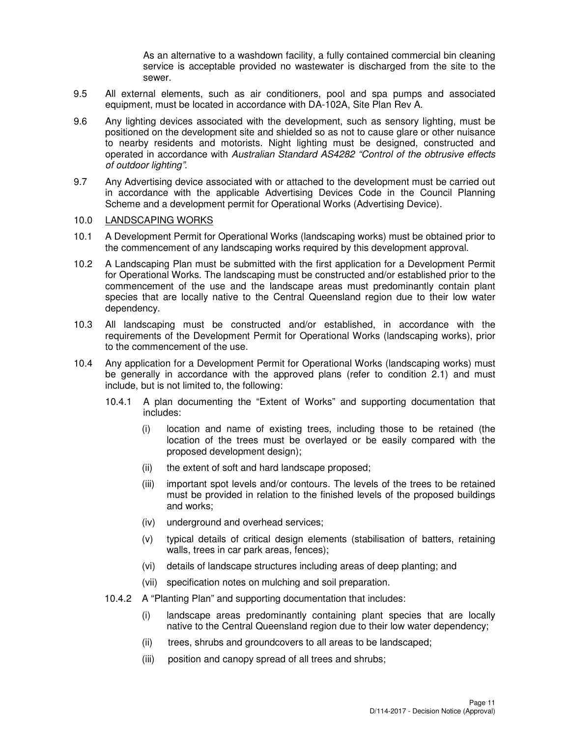As an alternative to a washdown facility, a fully contained commercial bin cleaning service is acceptable provided no wastewater is discharged from the site to the sewer.

9.5 All external elements, such as air conditioners, pool and spa pumps and associated equipment, must be located in accordance with DA-102A, Site Plan Rev A.

9.6 Any lighting devices associated with the development, such as sensory lighting, must be positioned on the development site and shielded so as not to cause glare or other nuisance to nearby residents and motorists. Night lighting must be designed, constructed and operated in accordance with *Australian Standard AS4282 "Control of the obtrusive effects of outdoor lighting"*.

9.7 Any Advertising device associated with or attached to the development must be carried out in accordance with the applicable Advertising Devices Code in the Council Planning Scheme and a development permit for Operational Works (Advertising Device).

10.0 <u>LANDSCAPING WORKS</u>

10.1 A Development Permit for Operational Works (landscaping works) must be obtained prior to the commencement of any landscaping works required by this development approval.

10.2 A Landscaping Plan must be submitted with the first application for a Development Permit for Operational Works. The landscaping must be constructed and/or established prior to the commencement of the use and the landscape areas must predominantly contain plant species that are locally native to the Central Queensland region due to their low water dependency.

10.3 All landscaping must be constructed and/or established, in accordance with the requirements of the Development Permit for Operational Works (landscaping works), prior to the commencement of the use.

10.4 Any application for a Development Permit for Operational Works (landscaping works) must be generally in accordance with the approved plans (refer to condition 2.1) and must include, but is not limited to, the following:

10.4.1 A plan documenting the "Extent of Works" and supporting documentation that includes:

(i) location and name of existing trees, including those to be retained (the location of the trees must be overlayed or be easily compared with the proposed development design);

(ii) the extent of soft and hard landscape proposed;

(iii) important spot levels and/or contours. The levels of the trees to be retained must be provided in relation to the finished levels of the proposed buildings and works;

(iv) underground and overhead services;

(v) typical details of critical design elements (stabilisation of batters, retaining walls, trees in car park areas, fences);

(vi) details of landscape structures including areas of deep planting; and

(vii) specification notes on mulching and soil preparation.

10.4.2 A "Planting Plan" and supporting documentation that includes:

(i) landscape areas predominantly containing plant species that are locally native to the Central Queensland region due to their low water dependency;

(ii) trees, shrubs and groundcovers to all areas to be landscaped;

(iii) position and canopy spread of all trees and shrubs;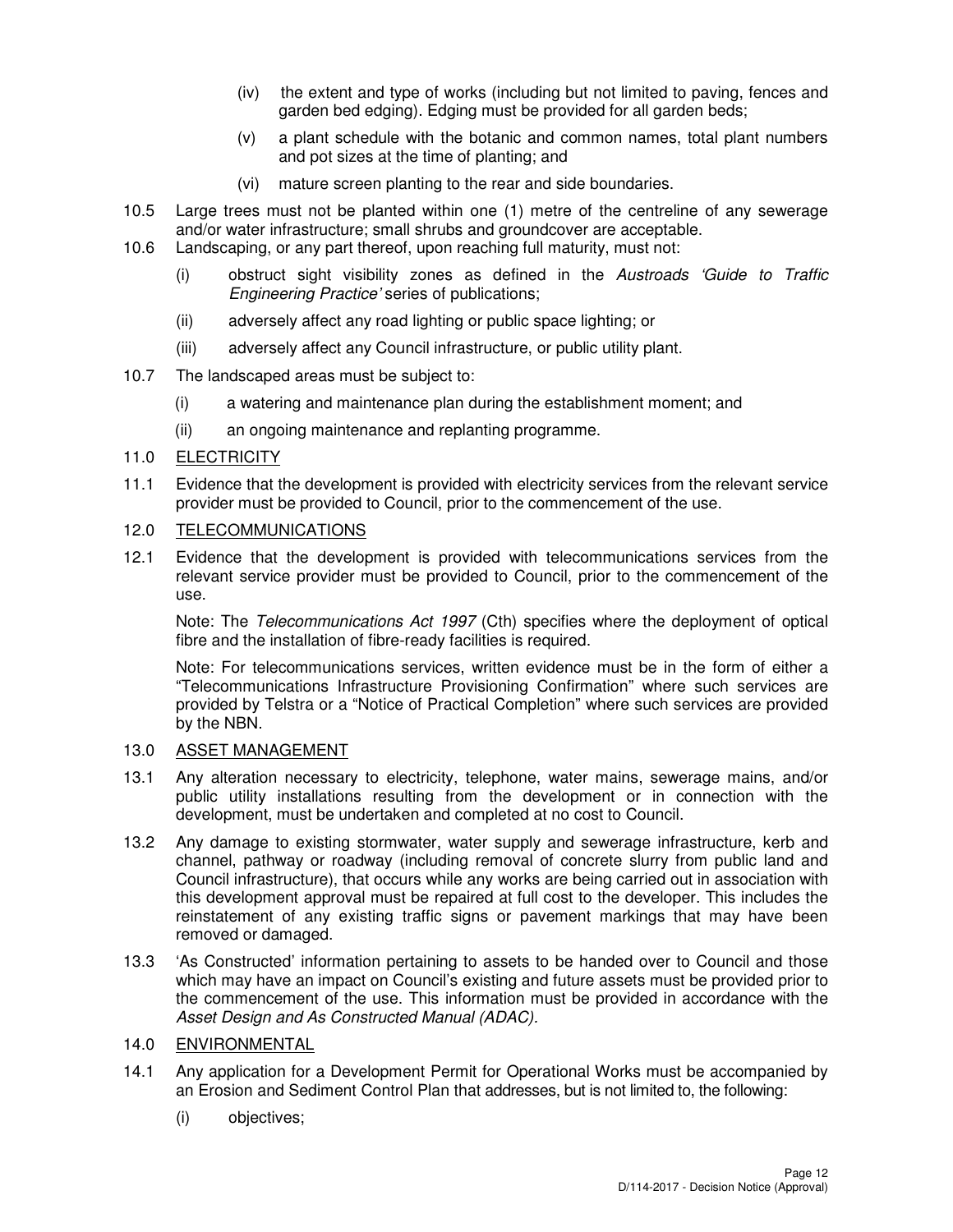(iv) the extent and type of works (including but not limited to paving, fences and garden bed edging). Edging must be provided for all garden beds;

(v) a plant schedule with the botanic and common names, total plant numbers and pot sizes at the time of planting; and

(vi) mature screen planting to the rear and side boundaries.

10.5 Large trees must not be planted within one (1) metre of the centreline of any sewerage and/or water infrastructure; small shrubs and groundcover are acceptable.

10.6 Landscaping, or any part thereof, upon reaching full maturity, must not:

(i) obstruct sight visibility zones as defined in the *Austroads 'Guide to Traffic Engineering Practice'* series of publications;

(ii) adversely affect any road lighting or public space lighting; or

(iii) adversely affect any Council infrastructure, or public utility plant.

10.7 The landscaped areas must be subject to:

(i) a watering and maintenance plan during the establishment moment; and

(ii) an ongoing maintenance and replanting programme.

11.0 <u>ELECTRICITY</u>

11.1 Evidence that the development is provided with electricity services from the relevant service provider must be provided to Council, prior to the commencement of the use.

12.0 <u>TELECOMMUNICATIONS</u>

12.1 Evidence that the development is provided with telecommunications services from the relevant service provider must be provided to Council, prior to the commencement of the use.

Note: The *Telecommunications Act 1997* (Cth) specifies where the deployment of optical fibre and the installation of fibre-ready facilities is required.

Note: For telecommunications services, written evidence must be in the form of either a "Telecommunications Infrastructure Provisioning Confirmation" where such services are provided by Telstra or a "Notice of Practical Completion" where such services are provided by the NBN.

13.0 <u>ASSET MANAGEMENT</u>

13.1 Any alteration necessary to electricity, telephone, water mains, sewerage mains, and/or public utility installations resulting from the development or in connection with the development, must be undertaken and completed at no cost to Council.

13.2 Any damage to existing stormwater, water supply and sewerage infrastructure, kerb and channel, pathway or roadway (including removal of concrete slurry from public land and Council infrastructure), that occurs while any works are being carried out in association with this development approval must be repaired at full cost to the developer. This includes the reinstatement of any existing traffic signs or pavement markings that may have been removed or damaged.

13.3 'As Constructed' information pertaining to assets to be handed over to Council and those which may have an impact on Council's existing and future assets must be provided prior to the commencement of the use. This information must be provided in accordance with the *Asset Design and As Constructed Manual (ADAC).*

14.0 <u>ENVIRONMENTAL</u>

14.1 Any application for a Development Permit for Operational Works must be accompanied by an Erosion and Sediment Control Plan that addresses, but is not limited to, the following:

(i) objectives;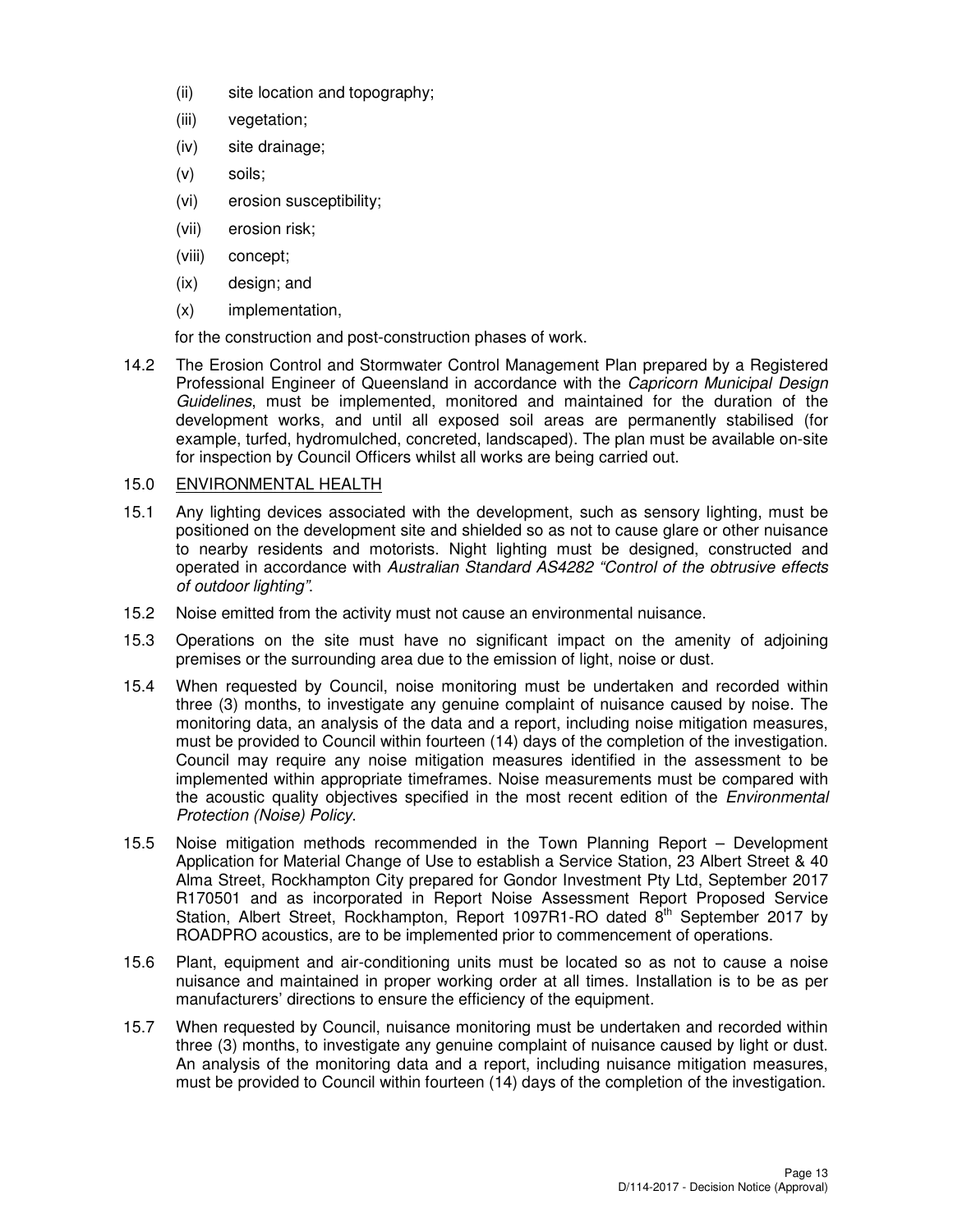(ii) site location and topography;

(iii) vegetation;

(iv) site drainage;

(v) soils;

(vi) erosion susceptibility;

(vii) erosion risk;

(viii) concept;

(ix) design; and

(x) implementation,

for the construction and post-construction phases of work.

14.2 The Erosion Control and Stormwater Control Management Plan prepared by a Registered Professional Engineer of Queensland in accordance with the *Capricorn Municipal Design Guidelines*, must be implemented, monitored and maintained for the duration of the development works, and until all exposed soil areas are permanently stabilised (for example, turfed, hydromulched, concreted, landscaped). The plan must be available on-site for inspection by Council Officers whilst all works are being carried out.

15.0 <u>ENVIRONMENTAL HEALTH</u>

15.1 Any lighting devices associated with the development, such as sensory lighting, must be positioned on the development site and shielded so as not to cause glare or other nuisance to nearby residents and motorists. Night lighting must be designed, constructed and operated in accordance with *Australian Standard AS4282 "Control of the obtrusive effects of outdoor lighting"*.

15.2 Noise emitted from the activity must not cause an environmental nuisance.

15.3 Operations on the site must have no significant impact on the amenity of adjoining premises or the surrounding area due to the emission of light, noise or dust.

15.4 When requested by Council, noise monitoring must be undertaken and recorded within three (3) months, to investigate any genuine complaint of nuisance caused by noise. The monitoring data, an analysis of the data and a report, including noise mitigation measures, must be provided to Council within fourteen (14) days of the completion of the investigation. Council may require any noise mitigation measures identified in the assessment to be implemented within appropriate timeframes. Noise measurements must be compared with the acoustic quality objectives specified in the most recent edition of the *Environmental Protection (Noise) Policy*.

15.5 Noise mitigation methods recommended in the Town Planning Report – Development Application for Material Change of Use to establish a Service Station, 23 Albert Street & 40 Alma Street, Rockhampton City prepared for Gondor Investment Pty Ltd, September 2017 R170501 and as incorporated in Report Noise Assessment Report Proposed Service Station, Albert Street, Rockhampton, Report 1097R1-RO dated 8th September 2017 by ROADPRO acoustics, are to be implemented prior to commencement of operations.

15.6 Plant, equipment and air-conditioning units must be located so as not to cause a noise nuisance and maintained in proper working order at all times. Installation is to be as per manufacturers' directions to ensure the efficiency of the equipment.

15.7 When requested by Council, nuisance monitoring must be undertaken and recorded within three (3) months, to investigate any genuine complaint of nuisance caused by light or dust. An analysis of the monitoring data and a report, including nuisance mitigation measures, must be provided to Council within fourteen (14) days of the completion of the investigation.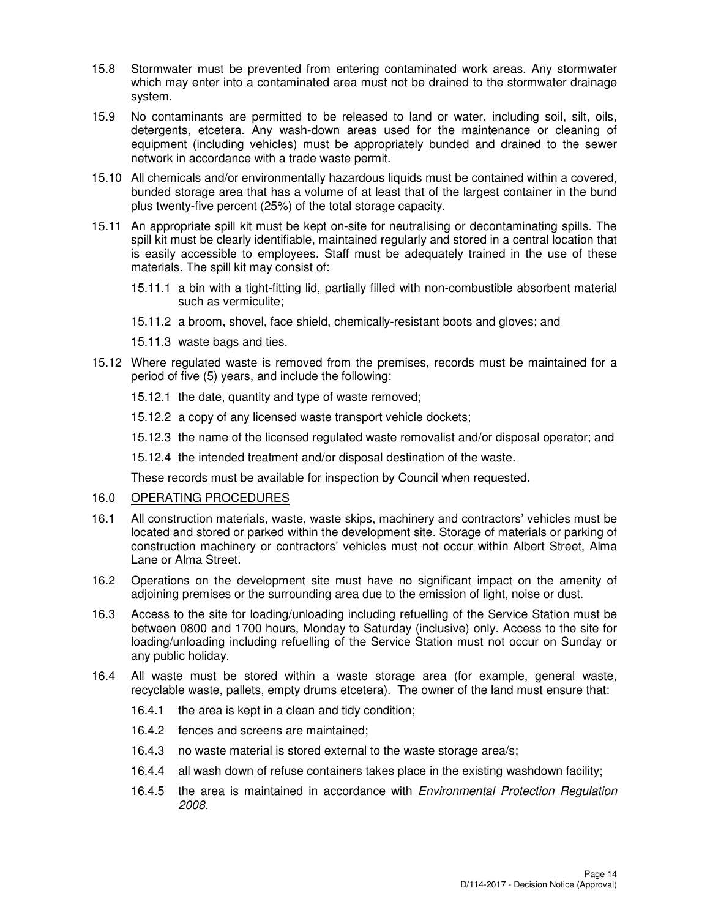15.8 Stormwater must be prevented from entering contaminated work areas. Any stormwater which may enter into a contaminated area must not be drained to the stormwater drainage system.

15.9 No contaminants are permitted to be released to land or water, including soil, silt, oils, detergents, etcetera. Any wash-down areas used for the maintenance or cleaning of equipment (including vehicles) must be appropriately bunded and drained to the sewer network in accordance with a trade waste permit.

15.10 All chemicals and/or environmentally hazardous liquids must be contained within a covered, bunded storage area that has a volume of at least that of the largest container in the bund plus twenty-five percent (25%) of the total storage capacity.

15.11 An appropriate spill kit must be kept on-site for neutralising or decontaminating spills. The spill kit must be clearly identifiable, maintained regularly and stored in a central location that is easily accessible to employees. Staff must be adequately trained in the use of these materials. The spill kit may consist of:

15.11.1 a bin with a tight-fitting lid, partially filled with non-combustible absorbent material such as vermiculite;

15.11.2 a broom, shovel, face shield, chemically-resistant boots and gloves; and

15.11.3 waste bags and ties.

15.12 Where regulated waste is removed from the premises, records must be maintained for a period of five (5) years, and include the following:

15.12.1 the date, quantity and type of waste removed;

15.12.2 a copy of any licensed waste transport vehicle dockets;

15.12.3 the name of the licensed regulated waste removalist and/or disposal operator; and

15.12.4 the intended treatment and/or disposal destination of the waste.

These records must be available for inspection by Council when requested.

16.0 <u>OPERATING PROCEDURES</u>

16.1 All construction materials, waste, waste skips, machinery and contractors' vehicles must be located and stored or parked within the development site. Storage of materials or parking of construction machinery or contractors' vehicles must not occur within Albert Street, Alma Lane or Alma Street.

16.2 Operations on the development site must have no significant impact on the amenity of adjoining premises or the surrounding area due to the emission of light, noise or dust.

16.3 Access to the site for loading/unloading including refuelling of the Service Station must be between 0800 and 1700 hours, Monday to Saturday (inclusive) only. Access to the site for loading/unloading including refuelling of the Service Station must not occur on Sunday or any public holiday.

16.4 All waste must be stored within a waste storage area (for example, general waste, recyclable waste, pallets, empty drums etcetera). The owner of the land must ensure that:

16.4.1 the area is kept in a clean and tidy condition;

16.4.2 fences and screens are maintained;

16.4.3 no waste material is stored external to the waste storage area/s;

16.4.4 all wash down of refuse containers takes place in the existing washdown facility;

16.4.5 the area is maintained in accordance with *Environmental Protection Regulation 2008*.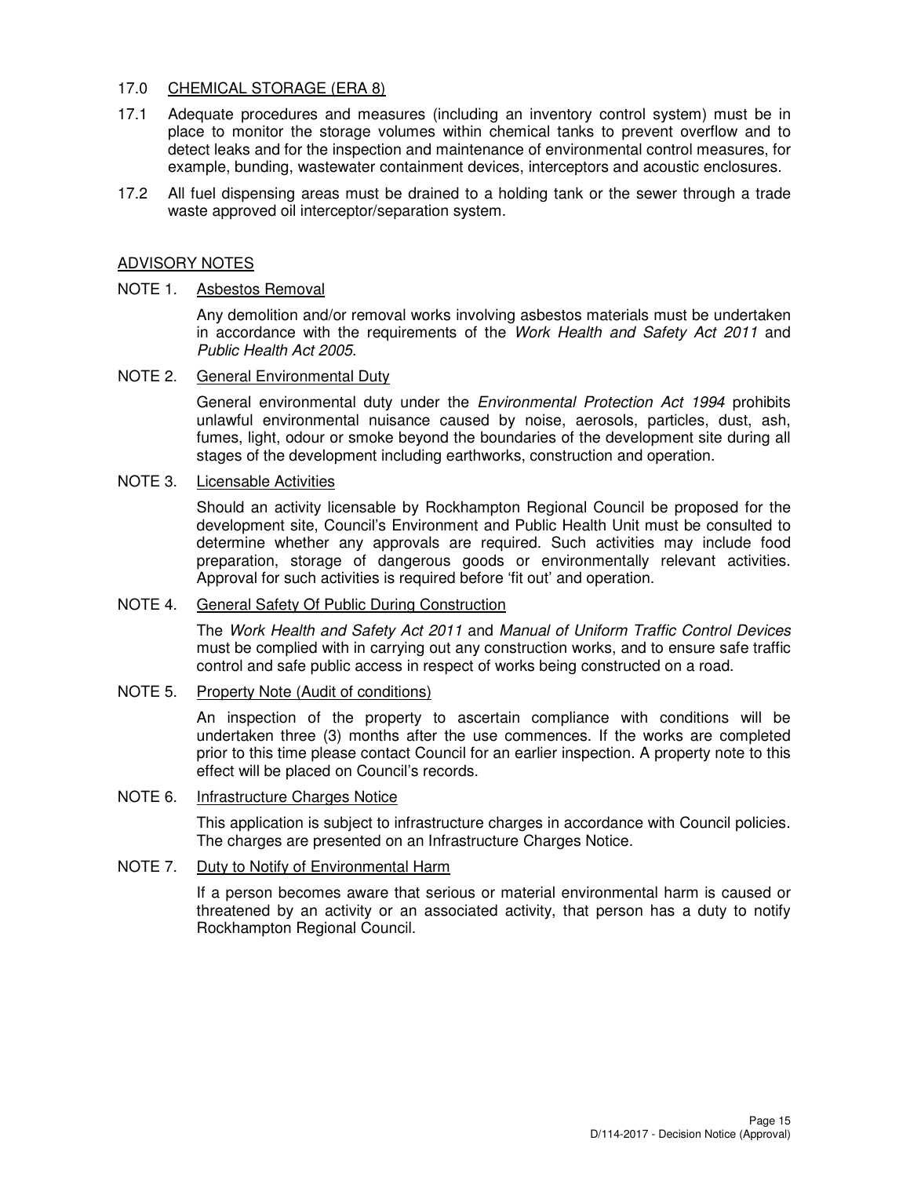## 17.0 CHEMICAL STORAGE (ERA 8)

17.1 Adequate procedures and measures (including an inventory control system) must be in place to monitor the storage volumes within chemical tanks to prevent overflow and to detect leaks and for the inspection and maintenance of environmental control measures, for example, bunding, wastewater containment devices, interceptors and acoustic enclosures.

17.2 All fuel dispensing areas must be drained to a holding tank or the sewer through a trade waste approved oil interceptor/separation system.

## ADVISORY NOTES

### NOTE 1. Asbestos Removal

Any demolition and/or removal works involving asbestos materials must be undertaken in accordance with the requirements of the *Work Health and Safety Act 2011* and *Public Health Act 2005*.

### NOTE 2. General Environmental Duty

General environmental duty under the *Environmental Protection Act 1994* prohibits unlawful environmental nuisance caused by noise, aerosols, particles, dust, ash, fumes, light, odour or smoke beyond the boundaries of the development site during all stages of the development including earthworks, construction and operation.

### NOTE 3. Licensable Activities

Should an activity licensable by Rockhampton Regional Council be proposed for the development site, Council's Environment and Public Health Unit must be consulted to determine whether any approvals are required. Such activities may include food preparation, storage of dangerous goods or environmentally relevant activities. Approval for such activities is required before 'fit out' and operation.

### NOTE 4. General Safety Of Public During Construction

The *Work Health and Safety Act 2011* and *Manual of Uniform Traffic Control Devices* must be complied with in carrying out any construction works, and to ensure safe traffic control and safe public access in respect of works being constructed on a road.

### NOTE 5. Property Note (Audit of conditions)

An inspection of the property to ascertain compliance with conditions will be undertaken three (3) months after the use commences. If the works are completed prior to this time please contact Council for an earlier inspection. A property note to this effect will be placed on Council's records.

### NOTE 6. Infrastructure Charges Notice

This application is subject to infrastructure charges in accordance with Council policies. The charges are presented on an Infrastructure Charges Notice.

### NOTE 7. Duty to Notify of Environmental Harm

If a person becomes aware that serious or material environmental harm is caused or threatened by an activity or an associated activity, that person has a duty to notify Rockhampton Regional Council.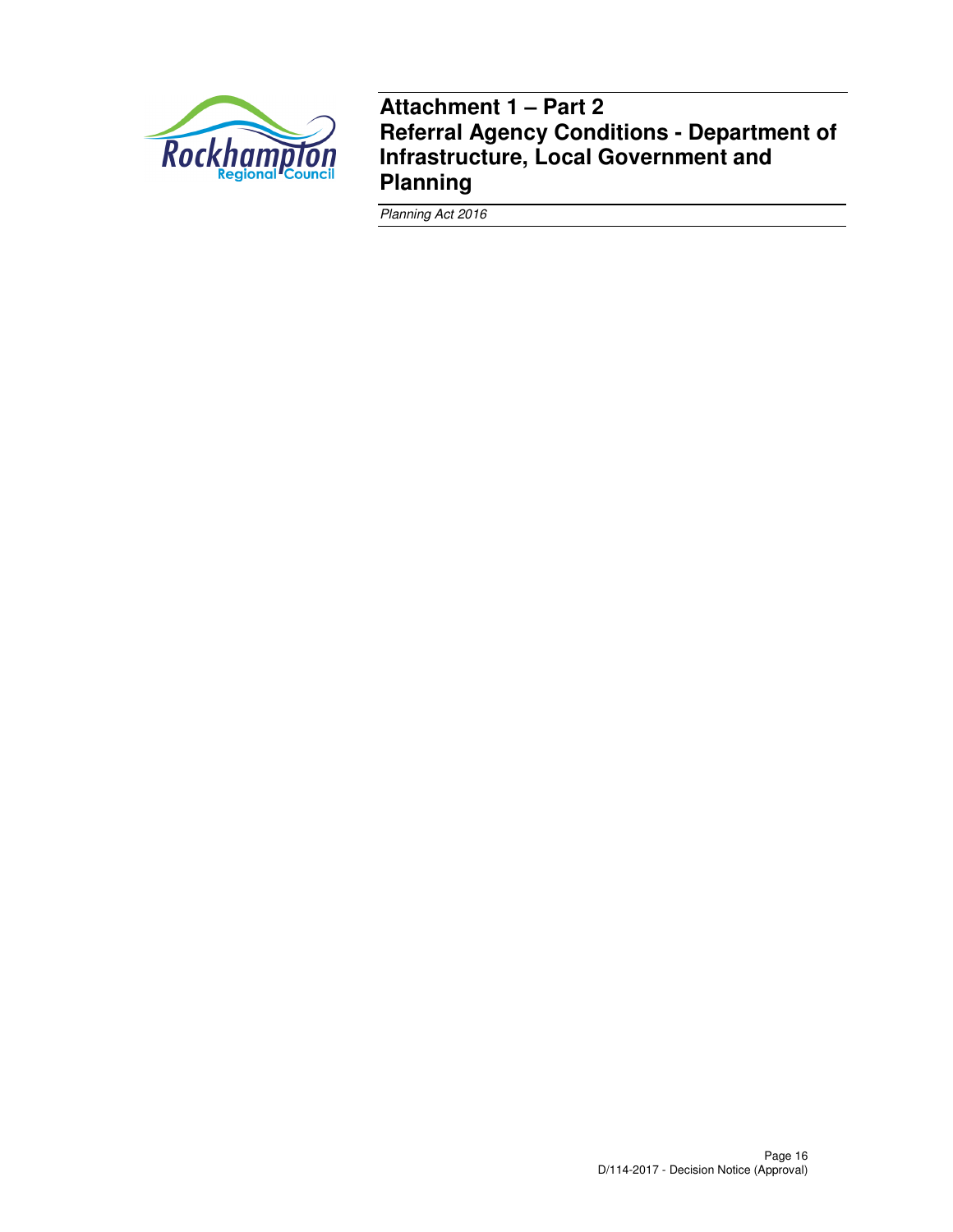# Attachment 1 – Part 2
# Referral Agency Conditions - Department of Infrastructure, Local Government and Planning

*Planning Act 2016*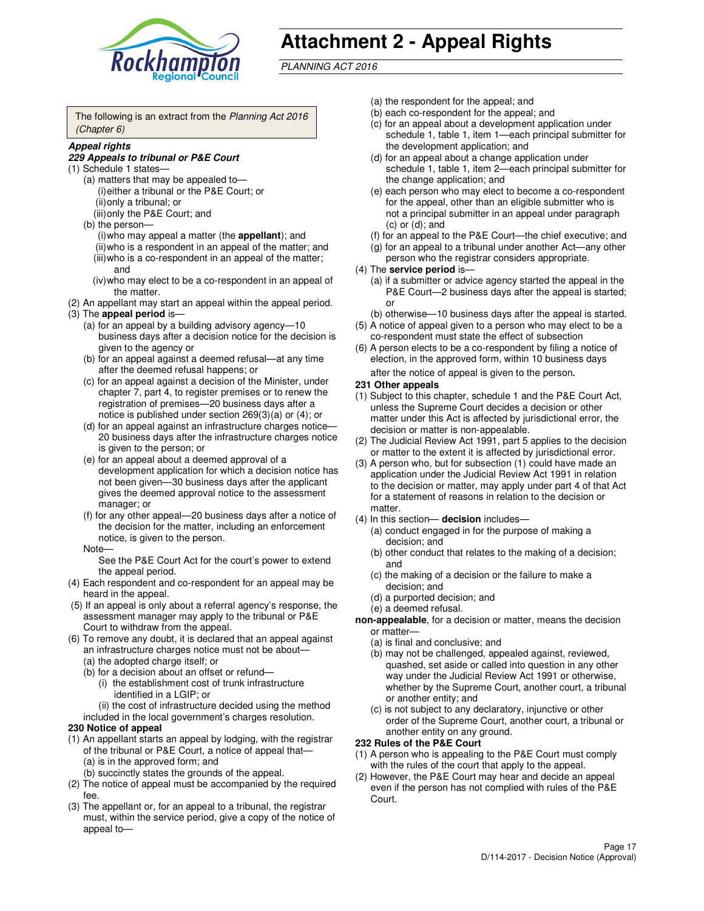# Attachment 2 - Appeal Rights

*PLANNING ACT 2016*

The following is an extract from the *Planning Act 2016 (Chapter 6)*

***Appeal rights***

***229 Appeals to tribunal or P&E Court***

(1) Schedule 1 states—

- (a) matters that may be appealed to—
  - (i) either a tribunal or the P&E Court; or
  - (ii) only a tribunal; or
  - (iii) only the P&E Court; and
- (b) the person—
  - (i) who may appeal a matter (the **appellant**); and
  - (ii) who is a respondent in an appeal of the matter; and
  - (iii) who is a co-respondent in an appeal of the matter; and
  - (iv) who may elect to be a co-respondent in an appeal of the matter.

(2) An appellant may start an appeal within the appeal period.

(3) The **appeal period** is—

- (a) for an appeal by a building advisory agency—10 business days after a decision notice for the decision is given to the agency or
- (b) for an appeal against a deemed refusal—at any time after the deemed refusal happens; or
- (c) for an appeal against a decision of the Minister, under chapter 7, part 4, to register premises or to renew the registration of premises—20 business days after a notice is published under section 269(3)(a) or (4); or
- (d) for an appeal against an infrastructure charges notice—20 business days after the infrastructure charges notice is given to the person; or
- (e) for an appeal about a deemed approval of a development application for which a decision notice has not been given—30 business days after the applicant gives the deemed approval notice to the assessment manager; or
- (f) for any other appeal—20 business days after a notice of the decision for the matter, including an enforcement notice, is given to the person.

Note—

See the P&E Court Act for the court's power to extend the appeal period.

(4) Each respondent and co-respondent for an appeal may be heard in the appeal.

(5) If an appeal is only about a referral agency's response, the assessment manager may apply to the tribunal or P&E Court to withdraw from the appeal.

(6) To remove any doubt, it is declared that an appeal against an infrastructure charges notice must not be about—

- (a) the adopted charge itself; or
- (b) for a decision about an offset or refund—
  - (i) the establishment cost of trunk infrastructure identified in a LGIP; or
  - (ii) the cost of infrastructure decided using the method included in the local government's charges resolution.

**230 Notice of appeal**

(1) An appellant starts an appeal by lodging, with the registrar of the tribunal or P&E Court, a notice of appeal that—

- (a) is in the approved form; and
- (b) succinctly states the grounds of the appeal.

(2) The notice of appeal must be accompanied by the required fee.

(3) The appellant or, for an appeal to a tribunal, the registrar must, within the service period, give a copy of the notice of appeal to—

- (a) the respondent for the appeal; and
- (b) each co-respondent for the appeal; and
- (c) for an appeal about a development application under schedule 1, table 1, item 1—each principal submitter for the development application; and
- (d) for an appeal about a change application under schedule 1, table 1, item 2—each principal submitter for the change application; and
- (e) each person who may elect to become a co-respondent for the appeal, other than an eligible submitter who is not a principal submitter in an appeal under paragraph (c) or (d); and
- (f) for an appeal to the P&E Court—the chief executive; and
- (g) for an appeal to a tribunal under another Act—any other person who the registrar considers appropriate.

(4) The **service period** is—

- (a) if a submitter or advice agency started the appeal in the P&E Court—2 business days after the appeal is started; or
- (b) otherwise—10 business days after the appeal is started.

(5) A notice of appeal given to a person who may elect to be a co-respondent must state the effect of subsection

(6) A person elects to be a co-respondent by filing a notice of election, in the approved form, within 10 business days after the notice of appeal is given to the person.

**231 Other appeals**

(1) Subject to this chapter, schedule 1 and the P&E Court Act, unless the Supreme Court decides a decision or other matter under this Act is affected by jurisdictional error, the decision or matter is non-appealable.

(2) The Judicial Review Act 1991, part 5 applies to the decision or matter to the extent it is affected by jurisdictional error.

(3) A person who, but for subsection (1) could have made an application under the Judicial Review Act 1991 in relation to the decision or matter, may apply under part 4 of that Act for a statement of reasons in relation to the decision or matter.

(4) In this section— **decision** includes—

- (a) conduct engaged in for the purpose of making a decision; and
- (b) other conduct that relates to the making of a decision; and
- (c) the making of a decision or the failure to make a decision; and
- (d) a purported decision; and
- (e) a deemed refusal.

**non-appealable**, for a decision or matter, means the decision or matter—

- (a) is final and conclusive; and
- (b) may not be challenged, appealed against, reviewed, quashed, set aside or called into question in any other way under the Judicial Review Act 1991 or otherwise, whether by the Supreme Court, another court, a tribunal or another entity; and
- (c) is not subject to any declaratory, injunctive or other order of the Supreme Court, another court, a tribunal or another entity on any ground.

**232 Rules of the P&E Court**

(1) A person who is appealing to the P&E Court must comply with the rules of the court that apply to the appeal.

(2) However, the P&E Court may hear and decide an appeal even if the person has not complied with rules of the P&E Court.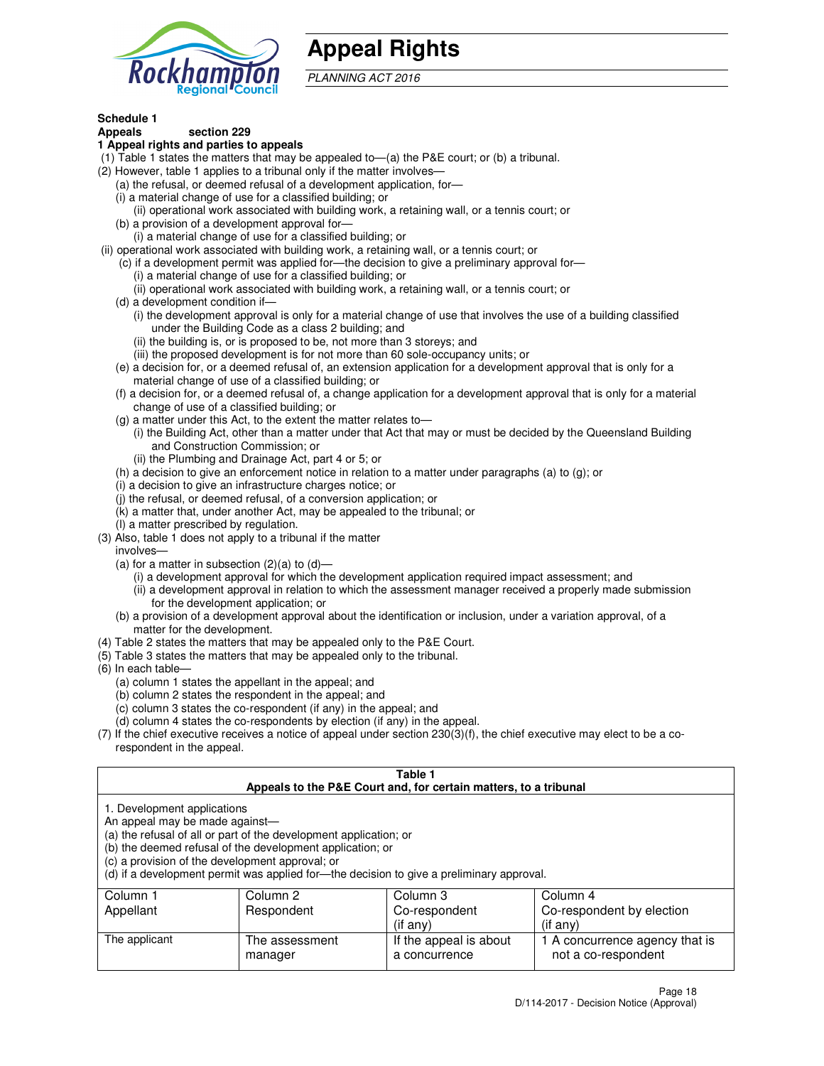# Appeal Rights

*PLANNING ACT 2016*

**Schedule 1**
**Appeals section 229**
**1 Appeal rights and parties to appeals**

(1) Table 1 states the matters that may be appealed to—(a) the P&E court; or (b) a tribunal.

(2) However, table 1 applies to a tribunal only if the matter involves—

(a) the refusal, or deemed refusal of a development application, for—

(i) a material change of use for a classified building; or

(ii) operational work associated with building work, a retaining wall, or a tennis court; or

(b) a provision of a development approval for—

(i) a material change of use for a classified building; or

(ii) operational work associated with building work, a retaining wall, or a tennis court; or

(c) if a development permit was applied for—the decision to give a preliminary approval for—

(i) a material change of use for a classified building; or

(ii) operational work associated with building work, a retaining wall, or a tennis court; or

(d) a development condition if—

(i) the development approval is only for a material change of use that involves the use of a building classified under the Building Code as a class 2 building; and

(ii) the building is, or is proposed to be, not more than 3 storeys; and

(iii) the proposed development is for not more than 60 sole-occupancy units; or

(e) a decision for, or a deemed refusal of, an extension application for a development approval that is only for a material change of use of a classified building; or

(f) a decision for, or a deemed refusal of, a change application for a development approval that is only for a material change of use of a classified building; or

(g) a matter under this Act, to the extent the matter relates to—

(i) the Building Act, other than a matter under that Act that may or must be decided by the Queensland Building and Construction Commission; or

(ii) the Plumbing and Drainage Act, part 4 or 5; or

(h) a decision to give an enforcement notice in relation to a matter under paragraphs (a) to (g); or

(i) a decision to give an infrastructure charges notice; or

(j) the refusal, or deemed refusal, of a conversion application; or

(k) a matter that, under another Act, may be appealed to the tribunal; or

(l) a matter prescribed by regulation.

(3) Also, table 1 does not apply to a tribunal if the matter involves—

(a) for a matter in subsection (2)(a) to (d)—

(i) a development approval for which the development application required impact assessment; and

(ii) a development approval in relation to which the assessment manager received a properly made submission for the development application; or

(b) a provision of a development approval about the identification or inclusion, under a variation approval, of a matter for the development.

(4) Table 2 states the matters that may be appealed only to the P&E Court.

(5) Table 3 states the matters that may be appealed only to the tribunal.

(6) In each table—

(a) column 1 states the appellant in the appeal; and

(b) column 2 states the respondent in the appeal; and

(c) column 3 states the co-respondent (if any) in the appeal; and

(d) column 4 states the co-respondents by election (if any) in the appeal.

(7) If the chief executive receives a notice of appeal under section 230(3)(f), the chief executive may elect to be a co-respondent in the appeal.

**Table 1**
**Appeals to the P&E Court and, for certain matters, to a tribunal**

1. Development applications
An appeal may be made against—
(a) the refusal of all or part of the development application; or
(b) the deemed refusal of the development application; or
(c) a provision of the development approval; or
(d) if a development permit was applied for—the decision to give a preliminary approval.

| Column 1<br>Appellant | Column 2<br>Respondent | Column 3<br>Co-respondent<br>(if any) | Column 4<br>Co-respondent by election<br>(if any) |
|---|---|---|---|
| The applicant | The assessment manager | If the appeal is about a concurrence | 1 A concurrence agency that is not a co-respondent |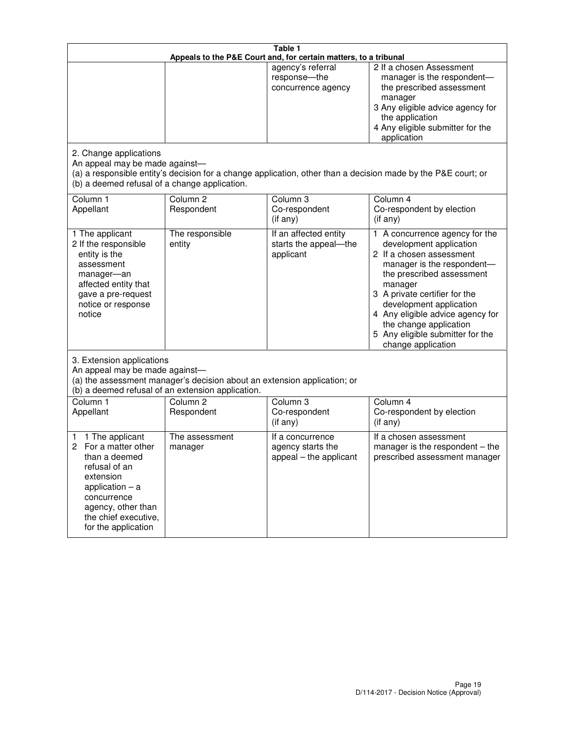**Table 1**
**Appeals to the P&E Court and, for certain matters, to a tribunal**

| | | | |
|---|---|---|---|
| | | agency's referral response—the concurrence agency | 2 If a chosen Assessment manager is the respondent—the prescribed assessment manager<br>3 Any eligible advice agency for the application<br>4 Any eligible submitter for the application |

2. Change applications

An appeal may be made against—

(a) a responsible entity's decision for a change application, other than a decision made by the P&E court; or

(b) a deemed refusal of a change application.

| Column 1<br>Appellant | Column 2<br>Respondent | Column 3<br>Co-respondent<br>(if any) | Column 4<br>Co-respondent by election<br>(if any) |
|---|---|---|---|
| 1 The applicant<br>2 If the responsible entity is the assessment manager—an affected entity that gave a pre-request notice or response notice | The responsible entity | If an affected entity starts the appeal—the applicant | 1 A concurrence agency for the development application<br>2 If a chosen assessment manager is the respondent—the prescribed assessment manager<br>3 A private certifier for the development application<br>4 Any eligible advice agency for the change application<br>5 Any eligible submitter for the change application |

3. Extension applications

An appeal may be made against—

(a) the assessment manager's decision about an extension application; or

(b) a deemed refusal of an extension application.

| Column 1<br>Appellant | Column 2<br>Respondent | Column 3<br>Co-respondent<br>(if any) | Column 4<br>Co-respondent by election<br>(if any) |
|---|---|---|---|
| 1 The applicant<br>2 For a matter other than a deemed refusal of an extension application – a concurrence agency, other than the chief executive, for the application | The assessment manager | If a concurrence agency starts the appeal – the applicant | If a chosen assessment manager is the respondent – the prescribed assessment manager |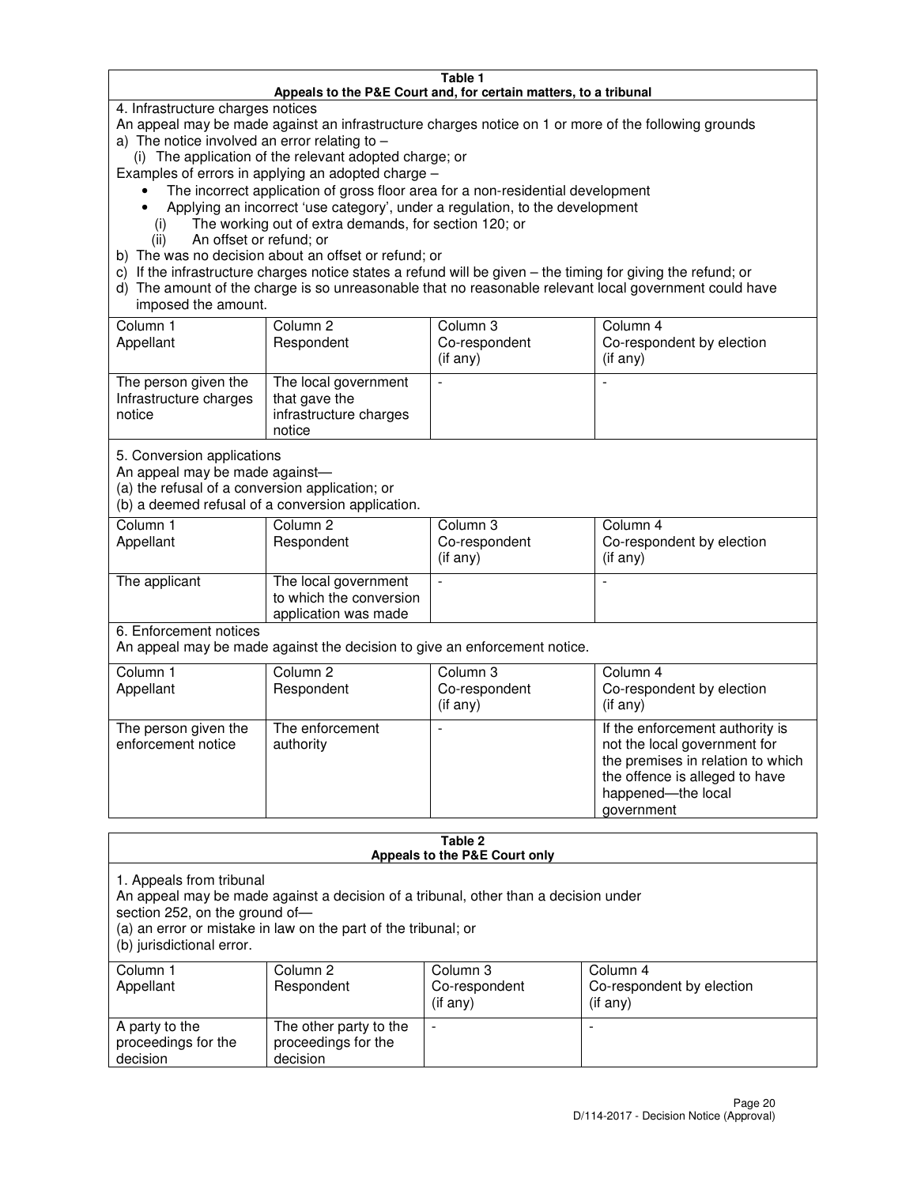**Table 1**
**Appeals to the P&E Court and, for certain matters, to a tribunal**

4. Infrastructure charges notices

An appeal may be made against an infrastructure charges notice on 1 or more of the following grounds

a) The notice involved an error relating to –

(i) The application of the relevant adopted charge; or

Examples of errors in applying an adopted charge –

- The incorrect application of gross floor area for a non-residential development
- Applying an incorrect 'use category', under a regulation, to the development

(i) The working out of extra demands, for section 120; or

(ii) An offset or refund; or

b) The was no decision about an offset or refund; or

c) If the infrastructure charges notice states a refund will be given – the timing for giving the refund; or

d) The amount of the charge is so unreasonable that no reasonable relevant local government could have imposed the amount.

| Column 1 Appellant | Column 2 Respondent | Column 3 Co-respondent (if any) | Column 4 Co-respondent by election (if any) |
|---|---|---|---|
| The person given the Infrastructure charges notice | The local government that gave the infrastructure charges notice | - | - |

5. Conversion applications

An appeal may be made against—

(a) the refusal of a conversion application; or

(b) a deemed refusal of a conversion application.

| Column 1 Appellant | Column 2 Respondent | Column 3 Co-respondent (if any) | Column 4 Co-respondent by election (if any) |
|---|---|---|---|
| The applicant | The local government to which the conversion application was made | - | - |

6. Enforcement notices

An appeal may be made against the decision to give an enforcement notice.

| Column 1 Appellant | Column 2 Respondent | Column 3 Co-respondent (if any) | Column 4 Co-respondent by election (if any) |
|---|---|---|---|
| The person given the enforcement notice | The enforcement authority | - | If the enforcement authority is not the local government for the premises in relation to which the offence is alleged to have happened—the local government |

**Table 2**
**Appeals to the P&E Court only**

1. Appeals from tribunal

An appeal may be made against a decision of a tribunal, other than a decision under section 252, on the ground of—

(a) an error or mistake in law on the part of the tribunal; or

(b) jurisdictional error.

| Column 1 Appellant | Column 2 Respondent | Column 3 Co-respondent (if any) | Column 4 Co-respondent by election (if any) |
|---|---|---|---|
| A party to the proceedings for the decision | The other party to the proceedings for the decision | - | - |

D/114-2017 - Decision Notice (Approval)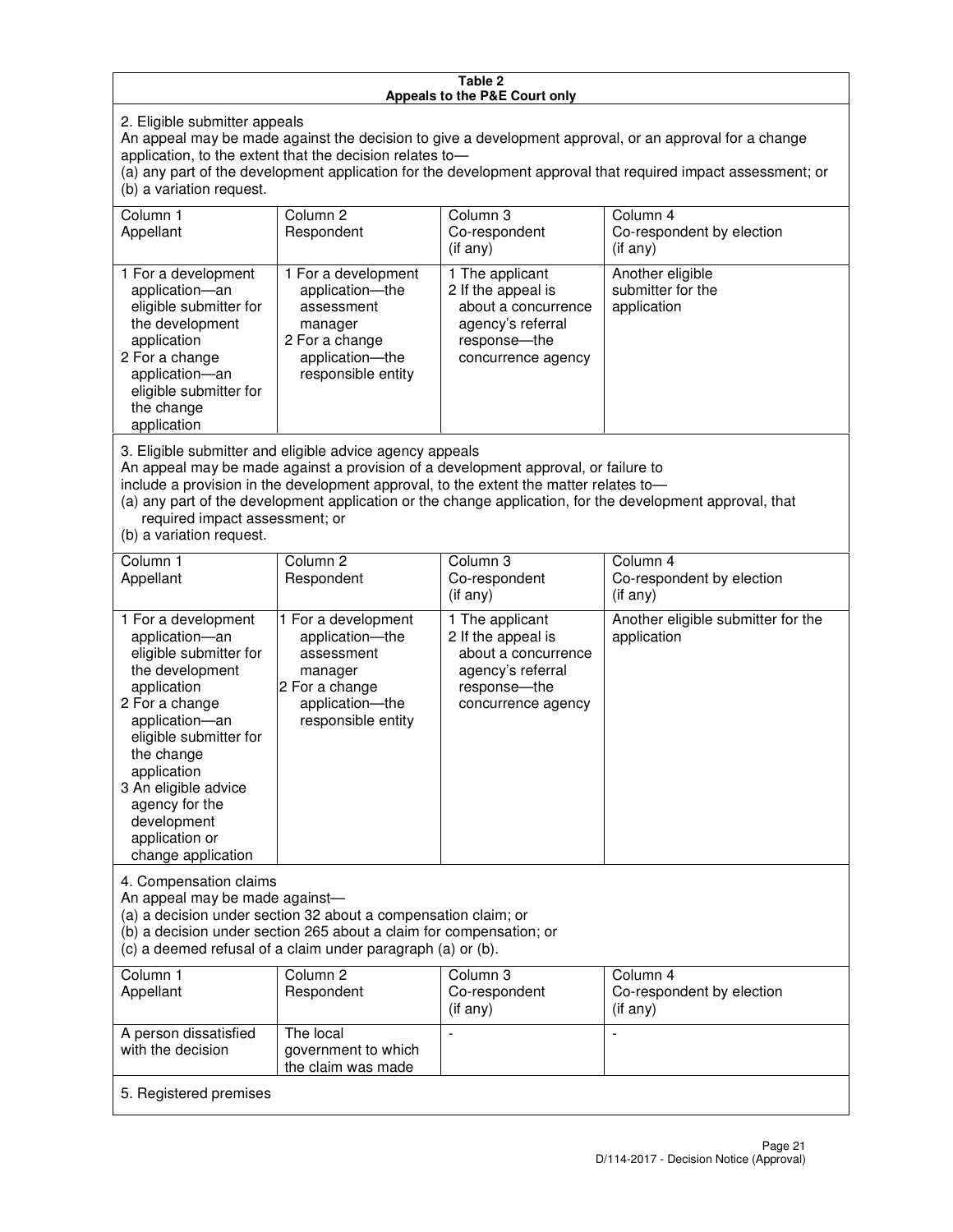**Table 2**
**Appeals to the P&E Court only**

2. Eligible submitter appeals

An appeal may be made against the decision to give a development approval, or an approval for a change application, to the extent that the decision relates to—
(a) any part of the development application for the development approval that required impact assessment; or
(b) a variation request.

| Column 1<br>Appellant | Column 2<br>Respondent | Column 3<br>Co-respondent<br>(if any) | Column 4<br>Co-respondent by election<br>(if any) |
|---|---|---|---|
| 1 For a development application—an eligible submitter for the development application<br>2 For a change application—an eligible submitter for the change application | 1 For a development application—the assessment manager<br>2 For a change application—the responsible entity | 1 The applicant<br>2 If the appeal is about a concurrence agency's referral response—the concurrence agency | Another eligible submitter for the application |

3. Eligible submitter and eligible advice agency appeals

An appeal may be made against a provision of a development approval, or failure to include a provision in the development approval, to the extent the matter relates to—
(a) any part of the development application or the change application, for the development approval, that required impact assessment; or
(b) a variation request.

| Column 1<br>Appellant | Column 2<br>Respondent | Column 3<br>Co-respondent<br>(if any) | Column 4<br>Co-respondent by election<br>(if any) |
|---|---|---|---|
| 1 For a development application—an eligible submitter for the development application<br>2 For a change application—an eligible submitter for the change application<br>3 An eligible advice agency for the development application or change application | 1 For a development application—the assessment manager<br>2 For a change application—the responsible entity | 1 The applicant<br>2 If the appeal is about a concurrence agency's referral response—the concurrence agency | Another eligible submitter for the application |

4. Compensation claims

An appeal may be made against—
(a) a decision under section 32 about a compensation claim; or
(b) a decision under section 265 about a claim for compensation; or
(c) a deemed refusal of a claim under paragraph (a) or (b).

| Column 1<br>Appellant | Column 2<br>Respondent | Column 3<br>Co-respondent<br>(if any) | Column 4<br>Co-respondent by election<br>(if any) |
|---|---|---|---|
| A person dissatisfied with the decision | The local government to which the claim was made | - | - |

5. Registered premises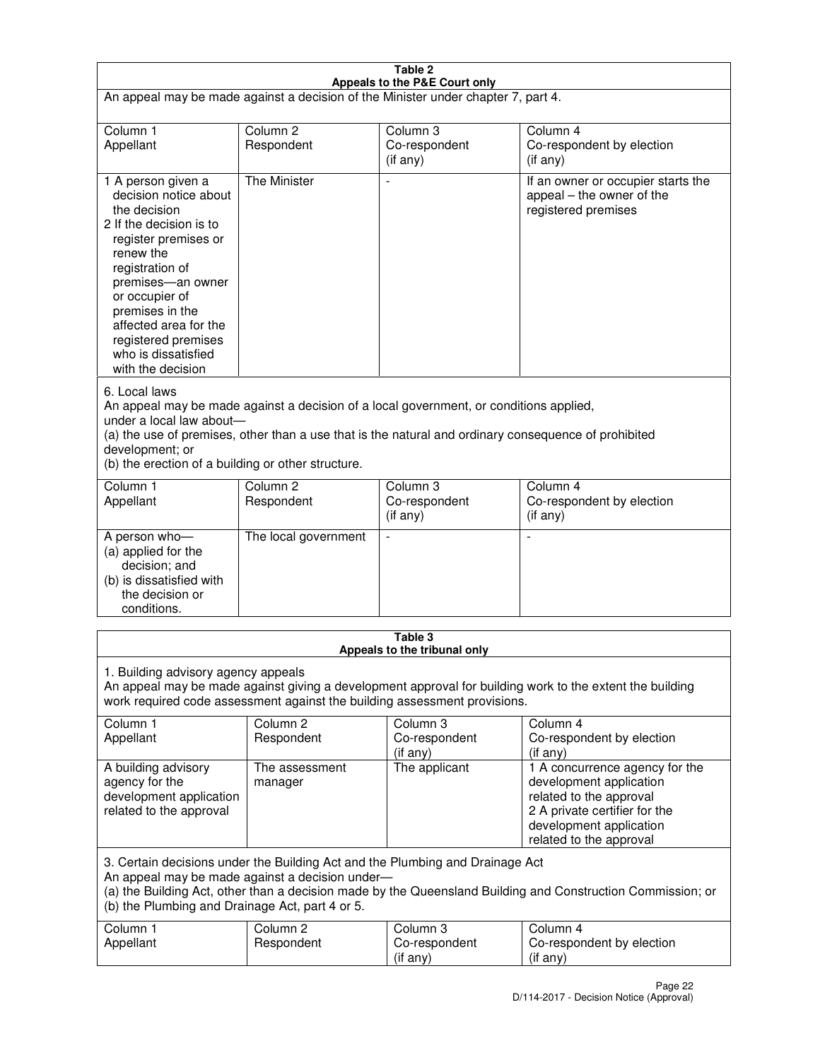**Table 2**
**Appeals to the P&E Court only**

An appeal may be made against a decision of the Minister under chapter 7, part 4.

| Column 1<br>Appellant | Column 2<br>Respondent | Column 3<br>Co-respondent<br>(if any) | Column 4<br>Co-respondent by election<br>(if any) |
|---|---|---|---|
| 1 A person given a decision notice about the decision<br>2 If the decision is to register premises or renew the registration of premises—an owner or occupier of premises in the affected area for the registered premises who is dissatisfied with the decision | The Minister | - | If an owner or occupier starts the appeal – the owner of the registered premises |

6. Local laws

An appeal may be made against a decision of a local government, or conditions applied, under a local law about—

(a) the use of premises, other than a use that is the natural and ordinary consequence of prohibited development; or

(b) the erection of a building or other structure.

| Column 1<br>Appellant | Column 2<br>Respondent | Column 3<br>Co-respondent<br>(if any) | Column 4<br>Co-respondent by election<br>(if any) |
|---|---|---|---|
| A person who—<br>(a) applied for the decision; and<br>(b) is dissatisfied with the decision or conditions. | The local government | - | - |

**Table 3**
**Appeals to the tribunal only**

1. Building advisory agency appeals

An appeal may be made against giving a development approval for building work to the extent the building work required code assessment against the building assessment provisions.

| Column 1<br>Appellant | Column 2<br>Respondent | Column 3<br>Co-respondent<br>(if any) | Column 4<br>Co-respondent by election<br>(if any) |
|---|---|---|---|
| A building advisory agency for the development application related to the approval | The assessment manager | The applicant | 1 A concurrence agency for the development application related to the approval<br>2 A private certifier for the development application related to the approval |

3. Certain decisions under the Building Act and the Plumbing and Drainage Act

An appeal may be made against a decision under—

(a) the Building Act, other than a decision made by the Queensland Building and Construction Commission; or

(b) the Plumbing and Drainage Act, part 4 or 5.

| Column 1<br>Appellant | Column 2<br>Respondent | Column 3<br>Co-respondent<br>(if any) | Column 4<br>Co-respondent by election<br>(if any) |
|---|---|---|---|

D/114-2017 - Decision Notice (Approval)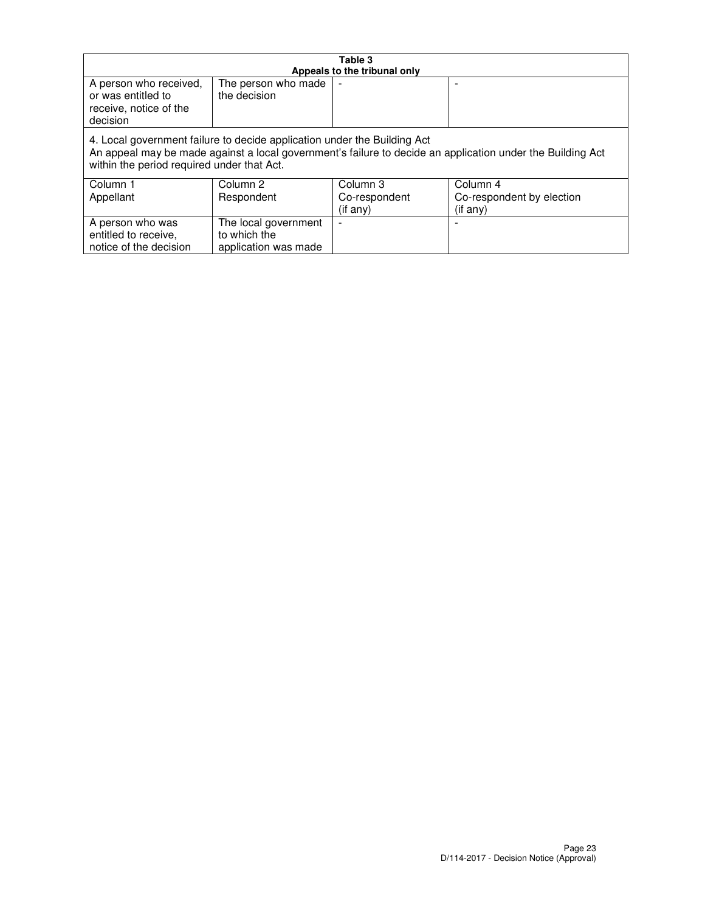| Table 3 Appeals to the tribunal only | | | |
|---|---|---|---|
| A person who received, or was entitled to receive, notice of the decision | The person who made the decision | - | - |

4. Local government failure to decide application under the Building Act
An appeal may be made against a local government's failure to decide an application under the Building Act within the period required under that Act.

| Column 1 Appellant | Column 2 Respondent | Column 3 Co-respondent (if any) | Column 4 Co-respondent by election (if any) |
|---|---|---|---|
| A person who was entitled to receive, notice of the decision | The local government to which the application was made | - | - |